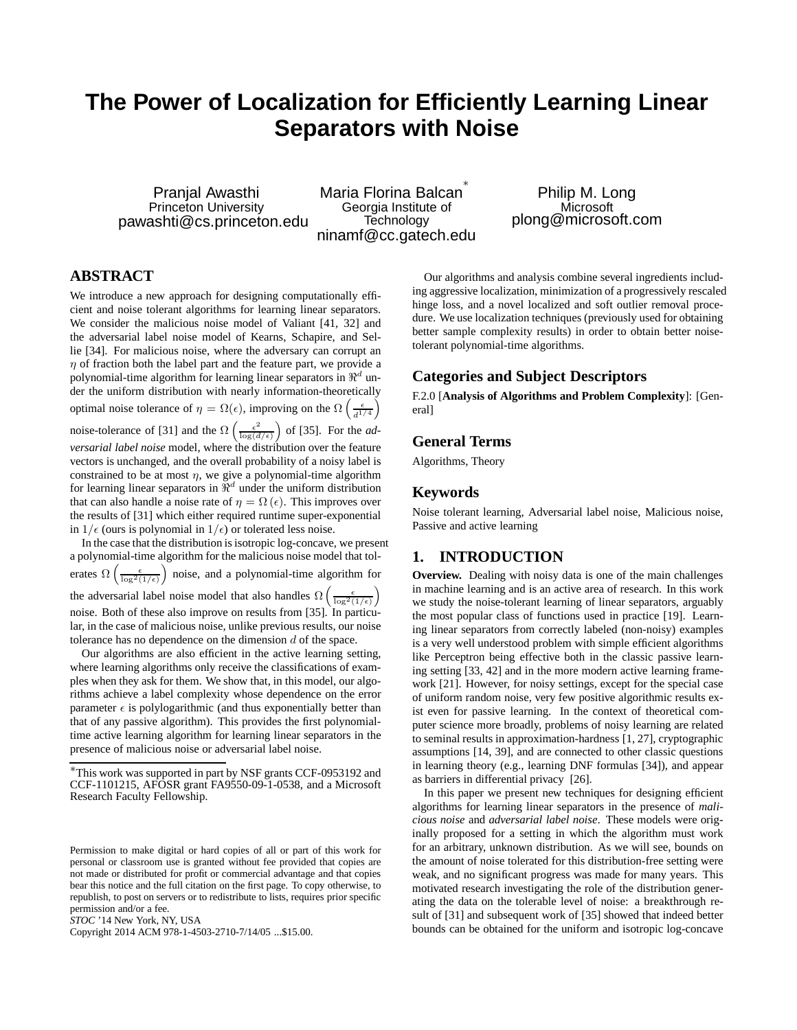# The Power of Localization for Efficiently Learning Linear Separators with Noise

Pranjal Awasthi
Princeton University
pawashti@cs.princeton.edu

Maria Florina Balcan[*]
Georgia Institute of Technology
ninamf@cc.gatech.edu

Philip M. Long
Microsoft
plong@microsoft.com

## ABSTRACT

We introduce a new approach for designing computationally efficient and noise tolerant algorithms for learning linear separators. We consider the malicious noise model of Valiant [41, 32] and the adversarial label noise model of Kearns, Schapire, and Sellie [34]. For malicious noise, where the adversary can corrupt an $\eta$ of fraction both the label part and the feature part, we provide a polynomial-time algorithm for learning linear separators in $\Re^d$ under the uniform distribution with nearly information-theoretically optimal noise tolerance of $\eta = \Omega(\epsilon)$, improving on the $\Omega\left(\frac{\epsilon}{d^{1/4}}\right)$ noise-tolerance of [31] and the $\Omega\left(\frac{\epsilon^2}{\log(d/\epsilon)}\right)$ of [35]. For the *adversarial label noise* model, where the distribution over the feature vectors is unchanged, and the overall probability of a noisy label is constrained to be at most $\eta$, we give a polynomial-time algorithm for learning linear separators in $\Re^d$ under the uniform distribution that can also handle a noise rate of $\eta = \Omega(\epsilon)$. This improves over the results of [31] which either required runtime super-exponential in $1/\epsilon$ (ours is polynomial in $1/\epsilon$) or tolerated less noise.

In the case that the distribution is isotropic log-concave, we present a polynomial-time algorithm for the malicious noise model that tolerates $\Omega\left(\frac{\epsilon}{\log^2(1/\epsilon)}\right)$ noise, and a polynomial-time algorithm for the adversarial label noise model that also handles $\Omega\left(\frac{\epsilon}{\log^2(1/\epsilon)}\right)$ noise. Both of these also improve on results from [35]. In particular, in the case of malicious noise, unlike previous results, our noise tolerance has no dependence on the dimension $d$ of the space.

Our algorithms are also efficient in the active learning setting, where learning algorithms only receive the classifications of examples when they ask for them. We show that, in this model, our algorithms achieve a label complexity whose dependence on the error parameter $\epsilon$ is polylogarithmic (and thus exponentially better than that of any passive algorithm). This provides the first polynomial-time active learning algorithm for learning linear separators in the presence of malicious noise or adversarial label noise.

Our algorithms and analysis combine several ingredients including aggressive localization, minimization of a progressively rescaled hinge loss, and a novel localized and soft outlier removal procedure. We use localization techniques (previously used for obtaining better sample complexity results) in order to obtain better noise-tolerant polynomial-time algorithms.

[*]This work was supported in part by NSF grants CCF-0953192 and CCF-1101215, AFOSR grant FA9550-09-1-0538, and a Microsoft Research Faculty Fellowship.

Permission to make digital or hard copies of all or part of this work for personal or classroom use is granted without fee provided that copies are not made or distributed for profit or commercial advantage and that copies bear this notice and the full citation on the first page. To copy otherwise, to republish, to post on servers or to redistribute to lists, requires prior specific permission and/or a fee.
*STOC* '14 New York, NY, USA
Copyright 2014 ACM 978-1-4503-2710-7/14/05 ...$15.00.

## Categories and Subject Descriptors

F.2.0 [**Analysis of Algorithms and Problem Complexity**]: [General]

## General Terms

Algorithms, Theory

## Keywords

Noise tolerant learning, Adversarial label noise, Malicious noise, Passive and active learning

## 1. INTRODUCTION

**Overview.** Dealing with noisy data is one of the main challenges in machine learning and is an active area of research. In this work we study the noise-tolerant learning of linear separators, arguably the most popular class of functions used in practice [19]. Learning linear separators from correctly labeled (non-noisy) examples is a very well understood problem with simple efficient algorithms like Perceptron being effective both in the classic passive learning setting [33, 42] and in the more modern active learning framework [21]. However, for noisy settings, except for the special case of uniform random noise, very few positive algorithmic results exist even for passive learning. In the context of theoretical computer science more broadly, problems of noisy learning are related to seminal results in approximation-hardness [1, 27], cryptographic assumptions [14, 39], and are connected to other classic questions in learning theory (e.g., learning DNF formulas [34]), and appear as barriers in differential privacy [26].

In this paper we present new techniques for designing efficient algorithms for learning linear separators in the presence of *malicious noise* and *adversarial label noise*. These models were originally proposed for a setting in which the algorithm must work for an arbitrary, unknown distribution. As we will see, bounds on the amount of noise tolerated for this distribution-free setting were weak, and no significant progress was made for many years. This motivated research investigating the role of the distribution generating the data on the tolerable level of noise: a breakthrough result of [31] and subsequent work of [35] showed that indeed better bounds can be obtained for the uniform and isotropic log-concave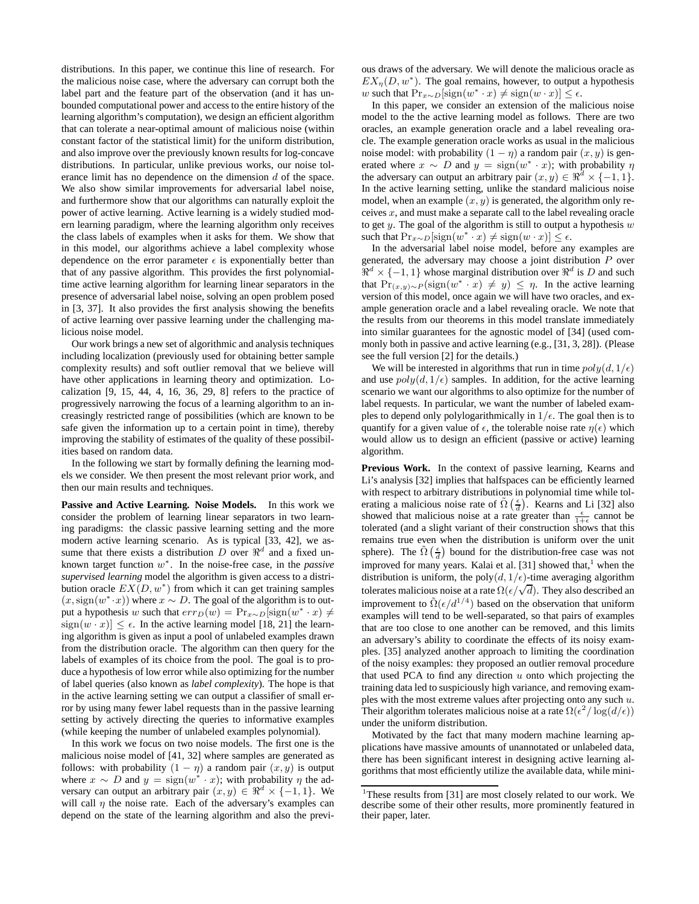distributions. In this paper, we continue this line of research. For the malicious noise case, where the adversary can corrupt both the label part and the feature part of the observation (and it has unbounded computational power and access to the entire history of the learning algorithm's computation), we design an efficient algorithm that can tolerate a near-optimal amount of malicious noise (within constant factor of the statistical limit) for the uniform distribution, and also improve over the previously known results for log-concave distributions. In particular, unlike previous works, our noise tolerance limit has no dependence on the dimension $d$ of the space. We also show similar improvements for adversarial label noise, and furthermore show that our algorithms can naturally exploit the power of active learning. Active learning is a widely studied modern learning paradigm, where the learning algorithm only receives the class labels of examples when it asks for them. We show that in this model, our algorithms achieve a label complexity whose dependence on the error parameter $\epsilon$ is exponentially better than that of any passive algorithm. This provides the first polynomial-time active learning algorithm for learning linear separators in the presence of adversarial label noise, solving an open problem posed in [3, 37]. It also provides the first analysis showing the benefits of active learning over passive learning under the challenging malicious noise model.

Our work brings a new set of algorithmic and analysis techniques including localization (previously used for obtaining better sample complexity results) and soft outlier removal that we believe will have other applications in learning theory and optimization. Localization [9, 15, 44, 4, 16, 36, 29, 8] refers to the practice of progressively narrowing the focus of a learning algorithm to an increasingly restricted range of possibilities (which are known to be safe given the information up to a certain point in time), thereby improving the stability of estimates of the quality of these possibilities based on random data.

In the following we start by formally defining the learning models we consider. We then present the most relevant prior work, and then our main results and techniques.

**Passive and Active Learning. Noise Models.** In this work we consider the problem of learning linear separators in two learning paradigms: the classic passive learning setting and the more modern active learning scenario. As is typical [33, 42], we assume that there exists a distribution $D$ over $\Re^d$ and a fixed unknown target function $w^*$. In the noise-free case, in the *passive supervised learning* model the algorithm is given access to a distribution oracle $EX(D, w^*)$ from which it can get training samples $(x, \text{sign}(w^* \cdot x))$ where $x \sim D$. The goal of the algorithm is to output a hypothesis $w$ such that $err_D(w) = \Pr_{x\sim D}[\text{sign}(w^* \cdot x) \neq \text{sign}(w \cdot x)] \leq \epsilon$. In the active learning model [18, 21] the learning algorithm is given as input a pool of unlabeled examples drawn from the distribution oracle. The algorithm can then query for the labels of examples of its choice from the pool. The goal is to produce a hypothesis of low error while also optimizing for the number of label queries (also known as *label complexity*). The hope is that in the active learning setting we can output a classifier of small error by using many fewer label requests than in the passive learning setting by actively directing the queries to informative examples (while keeping the number of unlabeled examples polynomial).

In this work we focus on two noise models. The first one is the malicious noise model of [41, 32] where samples are generated as follows: with probability $(1 - \eta)$ a random pair $(x, y)$ is output where $x \sim D$ and $y = \text{sign}(w^* \cdot x)$; with probability $\eta$ the adversary can output an arbitrary pair $(x, y) \in \Re^d \times \{-1, 1\}$. We will call $\eta$ the noise rate. Each of the adversary's examples can depend on the state of the learning algorithm and also the previous draws of the adversary. We will denote the malicious oracle as $EX_\eta(D, w^*)$. The goal remains, however, to output a hypothesis $w$ such that $\Pr_{x\sim D}[\text{sign}(w^* \cdot x) \neq \text{sign}(w \cdot x)] \leq \epsilon$.

In this paper, we consider an extension of the malicious noise model to the active learning model as follows. There are two oracles, an example generation oracle and a label revealing oracle. The example generation oracle works as usual in the malicious noise model: with probability $(1 - \eta)$ a random pair $(x, y)$ is generated where $x \sim D$ and $y = \text{sign}(w^* \cdot x)$; with probability $\eta$ the adversary can output an arbitrary pair $(x, y) \in \Re^d \times \{-1, 1\}$. In the active learning setting, unlike the standard malicious noise model, when an example $(x, y)$ is generated, the algorithm only receives $x$, and must make a separate call to the label revealing oracle to get $y$. The goal of the algorithm is still to output a hypothesis $w$ such that $\Pr_{x\sim D}[\text{sign}(w^* \cdot x) \neq \text{sign}(w \cdot x)] \leq \epsilon$.

In the adversarial label noise model, before any examples are generated, the adversary may choose a joint distribution $P$ over $\Re^d \times \{-1, 1\}$ whose marginal distribution over $\Re^d$ is $D$ and such that $\Pr_{(x,y)\sim P}(\text{sign}(w^* \cdot x) \neq y) \leq \eta$. In the active learning version of this model, once again we will have two oracles, and example generation oracle and a label revealing oracle. We note that the results from our theorems in this model translate immediately into similar guarantees for the agnostic model of [34] (used commonly both in passive and active learning (e.g., [31, 3, 28]). (Please see the full version [2] for the details.)

We will be interested in algorithms that run in time $poly(d, 1/\epsilon)$ and use $poly(d, 1/\epsilon)$ samples. In addition, for the active learning scenario we want our algorithms to also optimize for the number of label requests. In particular, we want the number of labeled examples to depend only polylogarithmically in $1/\epsilon$. The goal then is to quantify for a given value of $\epsilon$, the tolerable noise rate $\eta(\epsilon)$ which would allow us to design an efficient (passive or active) learning algorithm.

**Previous Work.** In the context of passive learning, Kearns and Li's analysis [32] implies that halfspaces can be efficiently learned with respect to arbitrary distributions in polynomial time while tolerating a malicious noise rate of $\tilde{\Omega}\left(\frac{\epsilon}{d}\right)$. Kearns and Li [32] also showed that malicious noise at a rate greater than $\frac{\epsilon}{1+\epsilon}$ cannot be tolerated (and a slight variant of their construction shows that this remains true even when the distribution is uniform over the unit sphere). The $\tilde{\Omega}\left(\frac{\epsilon}{d}\right)$ bound for the distribution-free case was not improved for many years. Kalai et al. [31] showed that,[1] when the distribution is uniform, the poly$(d, 1/\epsilon)$-time averaging algorithm tolerates malicious noise at a rate $\Omega(\epsilon/\sqrt{d})$. They also described an improvement to $\tilde{\Omega}(\epsilon/d^{1/4})$ based on the observation that uniform examples will tend to be well-separated, so that pairs of examples that are too close to one another can be removed, and this limits an adversary's ability to coordinate the effects of its noisy examples. [35] analyzed another approach to limiting the coordination of the noisy examples: they proposed an outlier removal procedure that used PCA to find any direction $u$ onto which projecting the training data led to suspiciously high variance, and removing examples with the most extreme values after projecting onto any such $u$. Their algorithm tolerates malicious noise at a rate $\Omega(\epsilon^2/\log(d/\epsilon))$ under the uniform distribution.

Motivated by the fact that many modern machine learning applications have massive amounts of unannotated or unlabeled data, there has been significant interest in designing active learning algorithms that most efficiently utilize the available data, while mini-

[1] These results from [31] are most closely related to our work. We describe some of their other results, more prominently featured in their paper, later.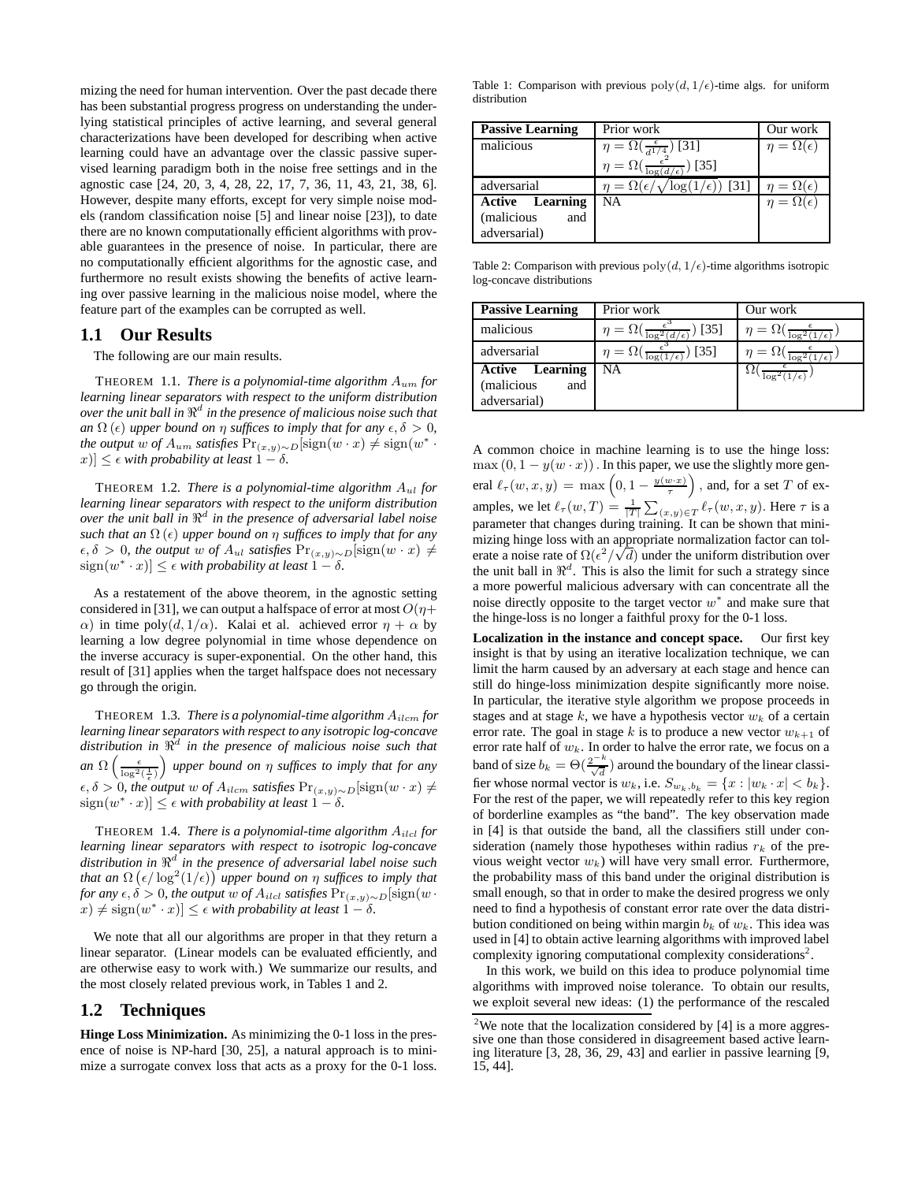mizing the need for human intervention. Over the past decade there has been substantial progress progress on understanding the underlying statistical principles of active learning, and several general characterizations have been developed for describing when active learning could have an advantage over the classic passive supervised learning paradigm both in the noise free settings and in the agnostic case [24, 20, 3, 4, 28, 22, 17, 7, 36, 11, 43, 21, 38, 6]. However, despite many efforts, except for very simple noise models (random classification noise [5] and linear noise [23]), to date there are no known computationally efficient algorithms with provable guarantees in the presence of noise. In particular, there are no computationally efficient algorithms for the agnostic case, and furthermore no result exists showing the benefits of active learning over passive learning in the malicious noise model, where the feature part of the examples can be corrupted as well.

## 1.1 Our Results

The following are our main results.

THEOREM 1.1. *There is a polynomial-time algorithm $A_{um}$ for learning linear separators with respect to the uniform distribution over the unit ball in $\Re^d$ in the presence of malicious noise such that an $\Omega(\epsilon)$ upper bound on $\eta$ suffices to imply that for any $\epsilon, \delta > 0$, the output $w$ of $A_{um}$ satisfies $\Pr_{(x,y)\sim D}[\mathrm{sign}(w \cdot x) \neq \mathrm{sign}(w^* \cdot x)] \leq \epsilon$ with probability at least $1 - \delta$.*

THEOREM 1.2. *There is a polynomial-time algorithm $A_{ul}$ for learning linear separators with respect to the uniform distribution over the unit ball in $\Re^d$ in the presence of adversarial label noise such that an $\Omega(\epsilon)$ upper bound on $\eta$ suffices to imply that for any $\epsilon, \delta > 0$, the output $w$ of $A_{ul}$ satisfies $\Pr_{(x,y)\sim D}[\mathrm{sign}(w \cdot x) \neq \mathrm{sign}(w^* \cdot x)] \leq \epsilon$ with probability at least $1 - \delta$.*

As a restatement of the above theorem, in the agnostic setting considered in [31], we can output a halfspace of error at most $O(\eta + \alpha)$ in time $\mathrm{poly}(d, 1/\alpha)$. Kalai et al. achieved error $\eta + \alpha$ by learning a low degree polynomial in time whose dependence on the inverse accuracy is super-exponential. On the other hand, this result of [31] applies when the target halfspace does not necessary go through the origin.

THEOREM 1.3. *There is a polynomial-time algorithm $A_{ilcm}$ for learning linear separators with respect to any isotropic log-concave distribution in $\Re^d$ in the presence of malicious noise such that an $\Omega\left(\frac{\epsilon}{\log^2(\frac{1}{\epsilon})}\right)$ upper bound on $\eta$ suffices to imply that for any $\epsilon, \delta > 0$, the output $w$ of $A_{ilcm}$ satisfies $\Pr_{(x,y)\sim D}[\mathrm{sign}(w \cdot x) \neq \mathrm{sign}(w^* \cdot x)] \leq \epsilon$ with probability at least $1 - \delta$.*

THEOREM 1.4. *There is a polynomial-time algorithm $A_{ilcl}$ for learning linear separators with respect to isotropic log-concave distribution in $\Re^d$ in the presence of adversarial label noise such that an $\Omega\left(\epsilon/\log^2(1/\epsilon)\right)$ upper bound on $\eta$ suffices to imply that for any $\epsilon, \delta > 0$, the output $w$ of $A_{ilcl}$ satisfies $\Pr_{(x,y)\sim D}[\mathrm{sign}(w \cdot x) \neq \mathrm{sign}(w^* \cdot x)] \leq \epsilon$ with probability at least $1 - \delta$.*

We note that all our algorithms are proper in that they return a linear separator. (Linear models can be evaluated efficiently, and are otherwise easy to work with.) We summarize our results, and the most closely related previous work, in Tables 1 and 2.

Table 1: Comparison with previous $\mathrm{poly}(d, 1/\epsilon)$-time algs. for uniform distribution

| **Passive Learning** | Prior work | Our work |
|---|---|---|
| malicious | $\eta = \Omega(\frac{\epsilon}{d^{1/4}})$ [31] <br> $\eta = \Omega(\frac{\epsilon^2}{\log(d/\epsilon)})$ [35] | $\eta = \Omega(\epsilon)$ |
| adversarial | $\eta = \Omega(\epsilon/\sqrt{\log(1/\epsilon)})$ [31] | $\eta = \Omega(\epsilon)$ |
| **Active Learning** (malicious and adversarial) | NA | $\eta = \Omega(\epsilon)$ |

Table 2: Comparison with previous $\mathrm{poly}(d, 1/\epsilon)$-time algorithms isotropic log-concave distributions

| **Passive Learning** | Prior work | Our work |
|---|---|---|
| malicious | $\eta = \Omega(\frac{\epsilon^3}{\log^2(d/\epsilon)})$ [35] | $\eta = \Omega(\frac{\epsilon}{\log^2(1/\epsilon)})$ |
| adversarial | $\eta = \Omega(\frac{\epsilon^3}{\log(1/\epsilon)})$ [35] | $\eta = \Omega(\frac{\epsilon}{\log^2(1/\epsilon)})$ |
| **Active Learning** (malicious and adversarial) | NA | $\Omega(\frac{\epsilon}{\log^2(1/\epsilon)})$ |

## 1.2 Techniques

**Hinge Loss Minimization.** As minimizing the 0-1 loss in the presence of noise is NP-hard [30, 25], a natural approach is to minimize a surrogate convex loss that acts as a proxy for the 0-1 loss. A common choice in machine learning is to use the hinge loss: $\max(0, 1 - y(w \cdot x))$. In this paper, we use the slightly more general $\ell_\tau(w, x, y) = \max\left(0, 1 - \frac{y(w \cdot x)}{\tau}\right)$, and, for a set $T$ of examples, we let $\ell_\tau(w, T) = \frac{1}{|T|}\sum_{(x,y)\in T} \ell_\tau(w, x, y)$. Here $\tau$ is a parameter that changes during training. It can be shown that minimizing hinge loss with an appropriate normalization factor can tolerate a noise rate of $\Omega(\epsilon^2/\sqrt{d})$ under the uniform distribution over the unit ball in $\Re^d$. This is also the limit for such a strategy since a more powerful malicious adversary with can concentrate all the noise directly opposite to the target vector $w^*$ and make sure that the hinge-loss is no longer a faithful proxy for the 0-1 loss.

**Localization in the instance and concept space.** Our first key insight is that by using an iterative localization technique, we can limit the harm caused by an adversary at each stage and hence can still do hinge-loss minimization despite significantly more noise. In particular, the iterative style algorithm we propose proceeds in stages and at stage $k$, we have a hypothesis vector $w_k$ of a certain error rate. The goal in stage $k$ is to produce a new vector $w_{k+1}$ of error rate half of $w_k$. In order to halve the error rate, we focus on a band of size $b_k = \Theta(\frac{2^{-k}}{\sqrt{d}})$ around the boundary of the linear classifier whose normal vector is $w_k$, i.e. $S_{w_k,b_k} = \{x : |w_k \cdot x| < b_k\}$. For the rest of the paper, we will repeatedly refer to this key region of borderline examples as "the band". The key observation made in [4] is that outside the band, all the classifiers still under consideration (namely those hypotheses within radius $r_k$ of the previous weight vector $w_k$) will have very small error. Furthermore, the probability mass of this band under the original distribution is small enough, so that in order to make the desired progress we only need to find a hypothesis of constant error rate over the data distribution conditioned on being within margin $b_k$ of $w_k$. This idea was used in [4] to obtain active learning algorithms with improved label complexity ignoring computational complexity considerations[2].

In this work, we build on this idea to produce polynomial time algorithms with improved noise tolerance. To obtain our results, we exploit several new ideas: (1) the performance of the rescaled

[2]We note that the localization considered by [4] is a more aggressive one than those considered in disagreement based active learning literature [3, 28, 36, 29, 43] and earlier in passive learning [9, 15, 44].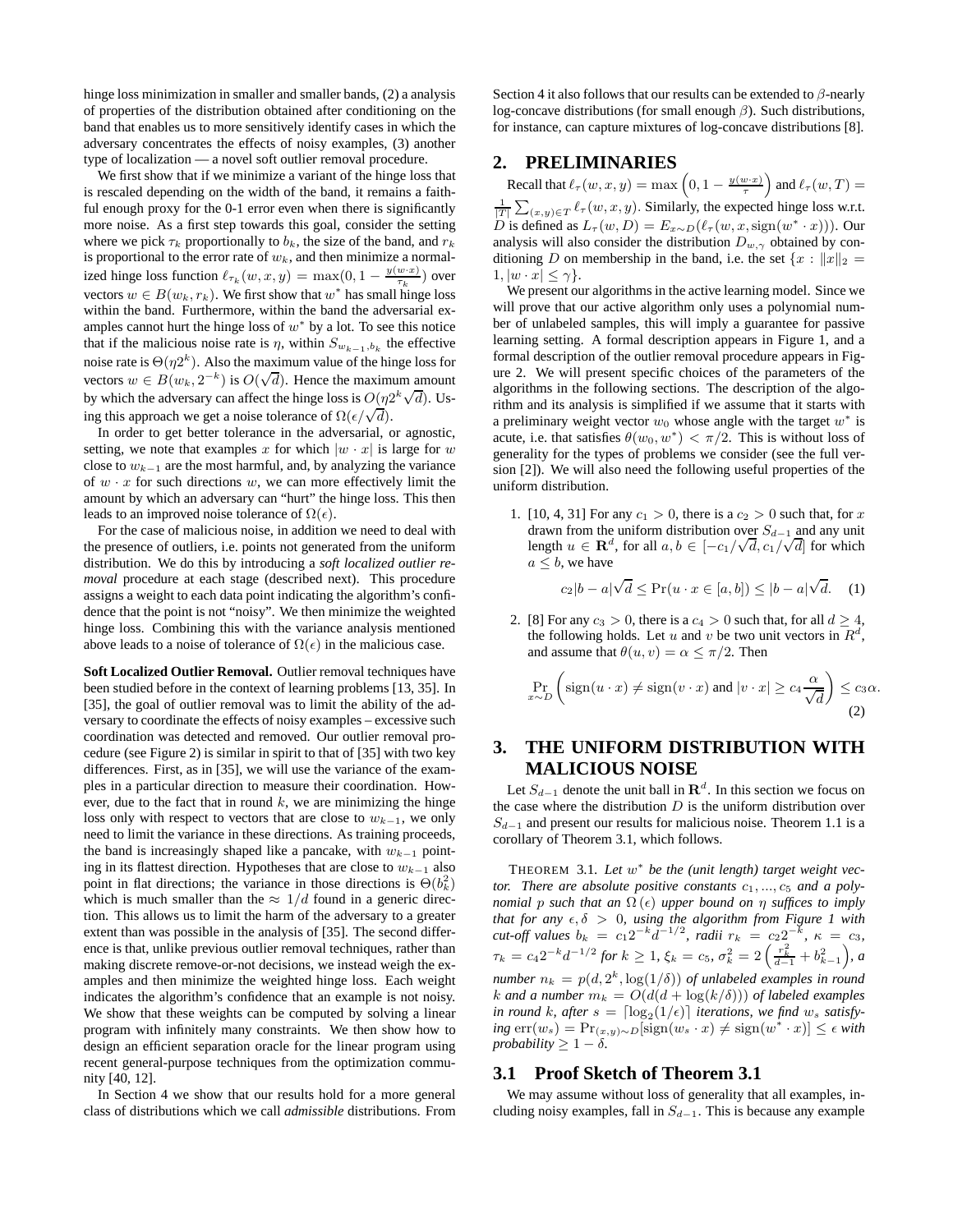hinge loss minimization in smaller and smaller bands, (2) a analysis of properties of the distribution obtained after conditioning on the band that enables us to more sensitively identify cases in which the adversary concentrates the effects of noisy examples, (3) another type of localization — a novel soft outlier removal procedure.

We first show that if we minimize a variant of the hinge loss that is rescaled depending on the width of the band, it remains a faithful enough proxy for the 0-1 error even when there is significantly more noise. As a first step towards this goal, consider the setting where we pick $\tau_k$ proportionally to $b_k$, the size of the band, and $r_k$ is proportional to the error rate of $w_k$, and then minimize a normalized hinge loss function $\ell_{\tau_k}(w, x, y) = \max(0, 1 - \frac{y(w \cdot x)}{\tau_k})$ over vectors $w \in B(w_k, r_k)$. We first show that $w^*$ has small hinge loss within the band. Furthermore, within the band the adversarial examples cannot hurt the hinge loss of $w^*$ by a lot. To see this notice that if the malicious noise rate is $\eta$, within $S_{w_{k-1}, b_k}$ the effective noise rate is $\Theta(\eta 2^k)$. Also the maximum value of the hinge loss for vectors $w \in B(w_k, 2^{-k})$ is $O(\sqrt{d})$. Hence the maximum amount by which the adversary can affect the hinge loss is $O(\eta 2^k \sqrt{d})$. Using this approach we get a noise tolerance of $\Omega(\epsilon/\sqrt{d})$.

In order to get better tolerance in the adversarial, or agnostic, setting, we note that examples $x$ for which $|w \cdot x|$ is large for $w$ close to $w_{k-1}$ are the most harmful, and, by analyzing the variance of $w \cdot x$ for such directions $w$, we can more effectively limit the amount by which an adversary can "hurt" the hinge loss. This then leads to an improved noise tolerance of $\Omega(\epsilon)$.

For the case of malicious noise, in addition we need to deal with the presence of outliers, i.e. points not generated from the uniform distribution. We do this by introducing a *soft localized outlier removal* procedure at each stage (described next). This procedure assigns a weight to each data point indicating the algorithm's confidence that the point is not "noisy". We then minimize the weighted hinge loss. Combining this with the variance analysis mentioned above leads to a noise of tolerance of $\Omega(\epsilon)$ in the malicious case.

**Soft Localized Outlier Removal.** Outlier removal techniques have been studied before in the context of learning problems [13, 35]. In [35], the goal of outlier removal was to limit the ability of the adversary to coordinate the effects of noisy examples – excessive such coordination was detected and removed. Our outlier removal procedure (see Figure 2) is similar in spirit to that of [35] with two key differences. First, as in [35], we will use the variance of the examples in a particular direction to measure their coordination. However, due to the fact that in round $k$, we are minimizing the hinge loss only with respect to vectors that are close to $w_{k-1}$, we only need to limit the variance in these directions. As training proceeds, the band is increasingly shaped like a pancake, with $w_{k-1}$ pointing in its flattest direction. Hypotheses that are close to $w_{k-1}$ also point in flat directions; the variance in those directions is $\Theta(b_k^2)$ which is much smaller than the $\approx 1/d$ found in a generic direction. This allows us to limit the harm of the adversary to a greater extent than was possible in the analysis of [35]. The second difference is that, unlike previous outlier removal techniques, rather than making discrete remove-or-not decisions, we instead weigh the examples and then minimize the weighted hinge loss. Each weight indicates the algorithm's confidence that an example is not noisy. We show that these weights can be computed by solving a linear program with infinitely many constraints. We then show how to design an efficient separation oracle for the linear program using recent general-purpose techniques from the optimization community [40, 12].

In Section 4 we show that our results hold for a more general class of distributions which we call *admissible* distributions. From Section 4 it also follows that our results can be extended to $\beta$-nearly log-concave distributions (for small enough $\beta$). Such distributions, for instance, can capture mixtures of log-concave distributions [8].

## 2. PRELIMINARIES

Recall that $\ell_\tau(w, x, y) = \max\left(0, 1 - \frac{y(w \cdot x)}{\tau}\right)$ and $\ell_\tau(w, T) = \frac{1}{|T|}\sum_{(x,y)\in T} \ell_\tau(w, x, y)$. Similarly, the expected hinge loss w.r.t. $D$ is defined as $L_\tau(w, D) = E_{x\sim D}(\ell_\tau(w, x, \text{sign}(w^* \cdot x)))$. Our analysis will also consider the distribution $D_{w,\gamma}$ obtained by conditioning $D$ on membership in the band, i.e. the set $\{x : \|x\|_2 = 1, |w \cdot x| \leq \gamma\}$.

We present our algorithms in the active learning model. Since we will prove that our active algorithm only uses a polynomial number of unlabeled samples, this will imply a guarantee for passive learning setting. A formal description appears in Figure 1, and a formal description of the outlier removal procedure appears in Figure 2. We will present specific choices of the parameters of the algorithms in the following sections. The description of the algorithm and its analysis is simplified if we assume that it starts with a preliminary weight vector $w_0$ whose angle with the target $w^*$ is acute, i.e. that satisfies $\theta(w_0, w^*) < \pi/2$. This is without loss of generality for the types of problems we consider (see the full version [2]). We will also need the following useful properties of the uniform distribution.

1. [10, 4, 31] For any $c_1 > 0$, there is a $c_2 > 0$ such that, for $x$ drawn from the uniform distribution over $S_{d-1}$ and any unit length $u \in \mathbf{R}^d$, for all $a, b \in [-c_1/\sqrt{d}, c_1/\sqrt{d}]$ for which $a \leq b$, we have

$$c_2|b - a|\sqrt{d} \leq \Pr(u \cdot x \in [a, b]) \leq |b - a|\sqrt{d}. \quad (1)$$

2. [8] For any $c_3 > 0$, there is a $c_4 > 0$ such that, for all $d \geq 4$, the following holds. Let $u$ and $v$ be two unit vectors in $R^d$, and assume that $\theta(u, v) = \alpha \leq \pi/2$. Then

$$\Pr_{x\sim D}\left(\text{sign}(u \cdot x) \neq \text{sign}(v \cdot x) \text{ and } |v \cdot x| \geq c_4 \frac{\alpha}{\sqrt{d}}\right) \leq c_3 \alpha. \quad (2)$$

## 3. THE UNIFORM DISTRIBUTION WITH MALICIOUS NOISE

Let $S_{d-1}$ denote the unit ball in $\mathbf{R}^d$. In this section we focus on the case where the distribution $D$ is the uniform distribution over $S_{d-1}$ and present our results for malicious noise. Theorem 1.1 is a corollary of Theorem 3.1, which follows.

THEOREM 3.1. *Let $w^*$ be the (unit length) target weight vector. There are absolute positive constants $c_1, ..., c_5$ and a polynomial $p$ such that an $\Omega(\epsilon)$ upper bound on $\eta$ suffices to imply that for any $\epsilon, \delta > 0$, using the algorithm from Figure 1 with cut-off values $b_k = c_1 2^{-k} d^{-1/2}$, radii $r_k = c_2 2^{-k}$, $\kappa = c_3$, $\tau_k = c_4 2^{-k} d^{-1/2}$ for $k \geq 1$, $\xi_k = c_5$, $\sigma_k^2 = 2\left(\frac{r_k^2}{d-1} + b_{k-1}^2\right)$, a number $n_k = p(d, 2^k, \log(1/\delta))$ of unlabeled examples in round $k$ and a number $m_k = O(d(d + \log(k/\delta)))$ of labeled examples in round $k$, after $s = \lceil \log_2(1/\epsilon) \rceil$ iterations, we find $w_s$ satisfying $\text{err}(w_s) = \Pr_{(x,y)\sim D}[\text{sign}(w_s \cdot x) \neq \text{sign}(w^* \cdot x)] \leq \epsilon$ with probability $\geq 1 - \delta$.*

### 3.1 Proof Sketch of Theorem 3.1

We may assume without loss of generality that all examples, including noisy examples, fall in $S_{d-1}$. This is because any example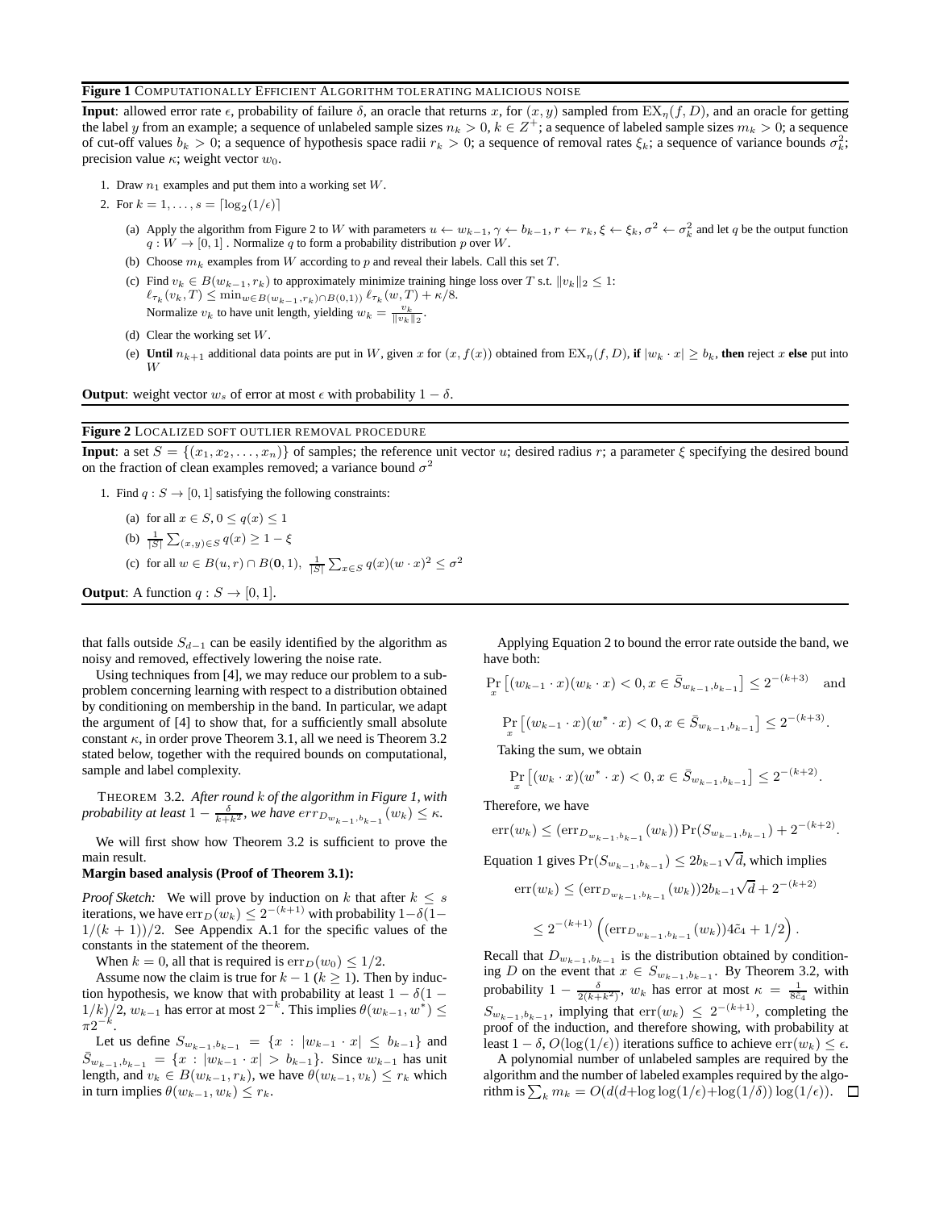**Figure 1** COMPUTATIONALLY EFFICIENT ALGORITHM TOLERATING MALICIOUS NOISE

**Input**: allowed error rate $\epsilon$, probability of failure $\delta$, an oracle that returns $x$, for $(x, y)$ sampled from $\mathrm{EX}_\eta(f, D)$, and an oracle for getting the label $y$ from an example; a sequence of unlabeled sample sizes $n_k > 0$, $k \in Z^+$; a sequence of labeled sample sizes $m_k > 0$; a sequence of cut-off values $b_k > 0$; a sequence of hypothesis space radii $r_k > 0$; a sequence of removal rates $\xi_k$; a sequence of variance bounds $\sigma_k^2$; precision value $\kappa$; weight vector $w_0$.

1. Draw $n_1$ examples and put them into a working set $W$.
2. For $k = 1, \ldots, s = \lceil \log_2(1/\epsilon) \rceil$
   (a) Apply the algorithm from Figure 2 to $W$ with parameters $u \leftarrow w_{k-1}$, $\gamma \leftarrow b_{k-1}$, $r \leftarrow r_k$, $\xi \leftarrow \xi_k$, $\sigma^2 \leftarrow \sigma_k^2$ and let $q$ be the output function $q : W \to [0, 1]$ . Normalize $q$ to form a probability distribution $p$ over $W$.
   (b) Choose $m_k$ examples from $W$ according to $p$ and reveal their labels. Call this set $T$.
   (c) Find $v_k \in B(w_{k-1}, r_k)$ to approximately minimize training hinge loss over $T$ s.t. $\|v_k\|_2 \leq 1$:
   $\ell_{\tau_k}(v_k, T) \leq \min_{w \in B(w_{k-1}, r_k) \cap B(0,1))} \ell_{\tau_k}(w, T) + \kappa/8$.
   Normalize $v_k$ to have unit length, yielding $w_k = \frac{v_k}{\|v_k\|_2}$.
   (d) Clear the working set $W$.
   (e) **Until** $n_{k+1}$ additional data points are put in $W$, given $x$ for $(x, f(x))$ obtained from $\mathrm{EX}_\eta(f, D)$, **if** $|w_k \cdot x| \geq b_k$, **then** reject $x$ **else** put into $W$

**Output**: weight vector $w_s$ of error at most $\epsilon$ with probability $1 - \delta$.

**Figure 2** LOCALIZED SOFT OUTLIER REMOVAL PROCEDURE

**Input**: a set $S = \{(x_1, x_2, \ldots, x_n)\}$ of samples; the reference unit vector $u$; desired radius $r$; a parameter $\xi$ specifying the desired bound on the fraction of clean examples removed; a variance bound $\sigma^2$

1. Find $q : S \to [0, 1]$ satisfying the following constraints:
   (a) for all $x \in S$, $0 \leq q(x) \leq 1$
   (b) $\frac{1}{|S|} \sum_{(x,y) \in S} q(x) \geq 1 - \xi$
   (c) for all $w \in B(u, r) \cap B(\mathbf{0}, 1)$, $\frac{1}{|S|} \sum_{x \in S} q(x)(w \cdot x)^2 \leq \sigma^2$

**Output**: A function $q : S \to [0, 1]$.

that falls outside $S_{d-1}$ can be easily identified by the algorithm as noisy and removed, effectively lowering the noise rate.

Using techniques from [4], we may reduce our problem to a subproblem concerning learning with respect to a distribution obtained by conditioning on membership in the band. In particular, we adapt the argument of [4] to show that, for a sufficiently small absolute constant $\kappa$, in order prove Theorem 3.1, all we need is Theorem 3.2 stated below, together with the required bounds on computational, sample and label complexity.

THEOREM 3.2. *After round $k$ of the algorithm in Figure 1, with probability at least $1 - \frac{\delta}{k+k^2}$, we have $err_{D_{w_{k-1},b_{k-1}}}(w_k) \leq \kappa$.*

We will first show how Theorem 3.2 is sufficient to prove the main result.

**Margin based analysis (Proof of Theorem 3.1):**

*Proof Sketch:* We will prove by induction on $k$ that after $k \leq s$ iterations, we have $\mathrm{err}_D(w_k) \leq 2^{-(k+1)}$ with probability $1 - \delta(1 - 1/(k+1))/2$. See Appendix A.1 for the specific values of the constants in the statement of the theorem.

When $k = 0$, all that is required is $\mathrm{err}_D(w_0) \leq 1/2$.

Assume now the claim is true for $k - 1$ ($k \geq 1$). Then by induction hypothesis, we know that with probability at least $1 - \delta(1 - 1/k)/2$, $w_{k-1}$ has error at most $2^{-k}$. This implies $\theta(w_{k-1}, w^*) \leq \pi 2^{-k}$.

Let us define $S_{w_{k-1},b_{k-1}} = \{x : |w_{k-1} \cdot x| \leq b_{k-1}\}$ and $\bar{S}_{w_{k-1},b_{k-1}} = \{x : |w_{k-1} \cdot x| > b_{k-1}\}$. Since $w_{k-1}$ has unit length, and $v_k \in B(w_{k-1}, r_k)$, we have $\theta(w_{k-1}, v_k) \leq r_k$ which in turn implies $\theta(w_{k-1}, w_k) \leq r_k$.

Applying Equation 2 to bound the error rate outside the band, we have both:

$$\Pr_x \left[ (w_{k-1} \cdot x)(w_k \cdot x) < 0, x \in \bar{S}_{w_{k-1},b_{k-1}} \right] \leq 2^{-(k+3)} \quad \text{and}$$

$$\Pr_x \left[ (w_{k-1} \cdot x)(w^* \cdot x) < 0, x \in \bar{S}_{w_{k-1},b_{k-1}} \right] \leq 2^{-(k+3)}.$$

Taking the sum, we obtain

$$\Pr_x \left[ (w_k \cdot x)(w^* \cdot x) < 0, x \in \bar{S}_{w_{k-1},b_{k-1}} \right] \leq 2^{-(k+2)}.$$

Therefore, we have

$$\mathrm{err}(w_k) \leq (\mathrm{err}_{D_{w_{k-1},b_{k-1}}}(w_k)) \Pr(S_{w_{k-1},b_{k-1}}) + 2^{-(k+2)}.$$

Equation 1 gives $\Pr(S_{w_{k-1},b_{k-1}}) \leq 2b_{k-1}\sqrt{d}$, which implies

$$\mathrm{err}(w_k) \leq (\mathrm{err}_{D_{w_{k-1},b_{k-1}}}(w_k)) 2b_{k-1}\sqrt{d} + 2^{-(k+2)}$$

$$\leq 2^{-(k+1)} \left( (\mathrm{err}_{D_{w_{k-1},b_{k-1}}}(w_k)) 4\tilde{c}_4 + 1/2 \right).$$

Recall that $D_{w_{k-1},b_{k-1}}$ is the distribution obtained by conditioning $D$ on the event that $x \in S_{w_{k-1},b_{k-1}}$. By Theorem 3.2, with probability $1 - \frac{\delta}{2(k+k^2)}$, $w_k$ has error at most $\kappa = \frac{1}{8\tilde{c}_4}$ within $S_{w_{k-1},b_{k-1}}$, implying that $\mathrm{err}(w_k) \leq 2^{-(k+1)}$, completing the proof of the induction, and therefore showing, with probability at least $1 - \delta$, $O(\log(1/\epsilon))$ iterations suffice to achieve $\mathrm{err}(w_k) \leq \epsilon$.

A polynomial number of unlabeled samples are required by the algorithm and the number of labeled examples required by the algorithm is $\sum_k m_k = O(d(d + \log\log(1/\epsilon) + \log(1/\delta)) \log(1/\epsilon))$. $\square$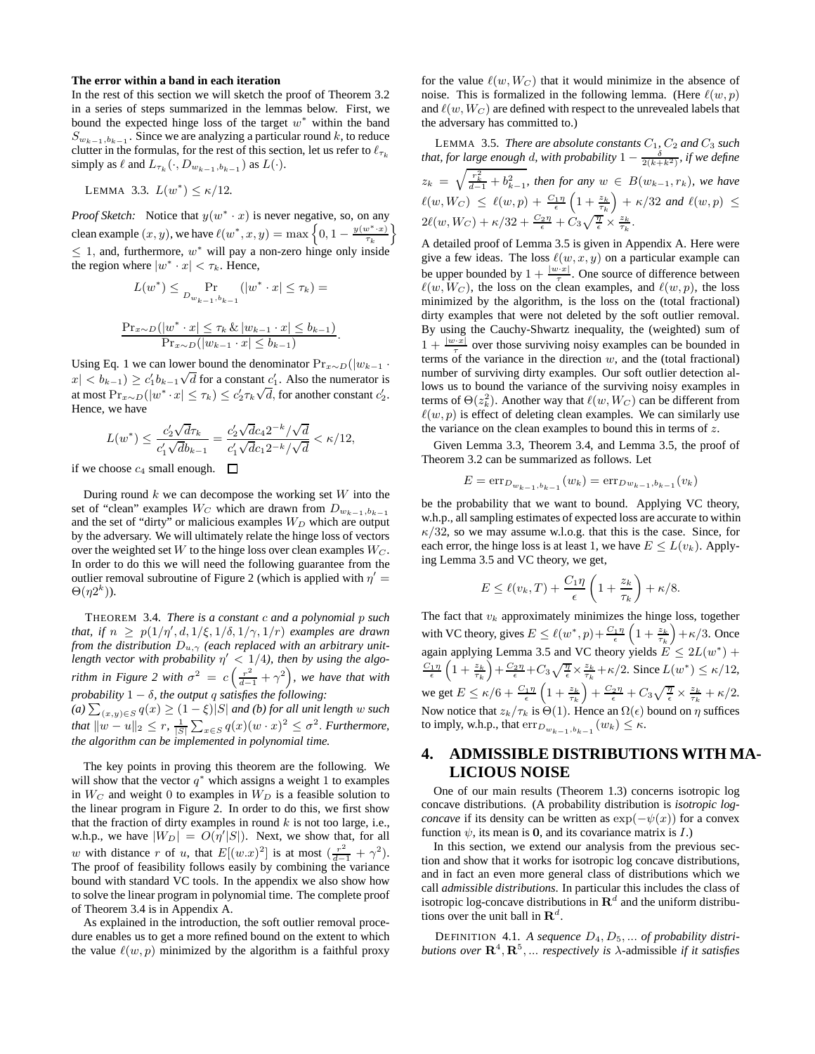**The error within a band in each iteration**

In the rest of this section we will sketch the proof of Theorem 3.2 in a series of steps summarized in the lemmas below. First, we bound the expected hinge loss of the target $w^*$ within the band $S_{w_{k-1},b_{k-1}}$. Since we are analyzing a particular round $k$, to reduce clutter in the formulas, for the rest of this section, let us refer to $\ell_{\tau_k}$ simply as $\ell$ and $L_{\tau_k}(\cdot, D_{w_{k-1},b_{k-1}})$ as $L(\cdot)$.

LEMMA 3.3. *$L(w^*) \leq \kappa/12$.*

*Proof Sketch:* Notice that $y(w^* \cdot x)$ is never negative, so, on any clean example $(x, y)$, we have $\ell(w^*, x, y) = \max\left\{0, 1 - \frac{y(w^* \cdot x)}{\tau_k}\right\} \leq 1$, and, furthermore, $w^*$ will pay a non-zero hinge only inside the region where $|w^* \cdot x| < \tau_k$. Hence,

$$L(w^*) \leq \Pr_{D_{w_{k-1},b_{k-1}}}(|w^* \cdot x| \leq \tau_k) =$$

$$\frac{\Pr_{x\sim D}(|w^* \cdot x| \leq \tau_k \,\&\, |w_{k-1} \cdot x| \leq b_{k-1})}{\Pr_{x\sim D}(|w_{k-1} \cdot x| \leq b_{k-1})}.$$

Using Eq. 1 we can lower bound the denominator $\Pr_{x\sim D}(|w_{k-1} \cdot x| < b_{k-1}) \geq c_1' b_{k-1}\sqrt{d}$ for a constant $c_1'$. Also the numerator is at most $\Pr_{x\sim D}(|w^* \cdot x| \leq \tau_k) \leq c_2' \tau_k \sqrt{d}$, for another constant $c_2'$. Hence, we have

$$L(w^*) \leq \frac{c_2'\sqrt{d}\tau_k}{c_1'\sqrt{d}b_{k-1}} = \frac{c_2'\sqrt{d}c_4 2^{-k}/\sqrt{d}}{c_1'\sqrt{d}c_1 2^{-k}/\sqrt{d}} < \kappa/12,$$

if we choose $c_4$ small enough. □

During round $k$ we can decompose the working set $W$ into the set of "clean" examples $W_C$ which are drawn from $D_{w_{k-1},b_{k-1}}$ and the set of "dirty" or malicious examples $W_D$ which are output by the adversary. We will ultimately relate the hinge loss of vectors over the weighted set $W$ to the hinge loss over clean examples $W_C$. In order to do this we will need the following guarantee from the outlier removal subroutine of Figure 2 (which is applied with $\eta' = \Theta(\eta 2^k)$).

THEOREM 3.4. *There is a constant $c$ and a polynomial $p$ such that, if $n \geq p(1/\eta', d, 1/\xi, 1/\delta, 1/\gamma, 1/r)$ examples are drawn from the distribution $D_{u,\gamma}$ (each replaced with an arbitrary unit-length vector with probability $\eta' < 1/4$), then by using the algorithm in Figure 2 with $\sigma^2 = c\left(\frac{r^2}{d-1} + \gamma^2\right)$, we have that with probability $1 - \delta$, the output $q$ satisfies the following:*
*(a) $\sum_{(x,y)\in S} q(x) \geq (1 - \xi)|S|$ and (b) for all unit length $w$ such that $\|w - u\|_2 \leq r$, $\frac{1}{|S|}\sum_{x\in S} q(x)(w \cdot x)^2 \leq \sigma^2$. Furthermore, the algorithm can be implemented in polynomial time.*

The key points in proving this theorem are the following. We will show that the vector $q^*$ which assigns a weight 1 to examples in $W_C$ and weight 0 to examples in $W_D$ is a feasible solution to the linear program in Figure 2. In order to do this, we first show that the fraction of dirty examples in round $k$ is not too large, i.e., w.h.p., we have $|W_D| = O(\eta'|S|)$. Next, we show that, for all $w$ with distance $r$ of $u$, that $E[(w.x)^2]$ is at most $(\frac{r^2}{d-1} + \gamma^2)$. The proof of feasibility follows easily by combining the variance bound with standard VC tools. In the appendix we also show how to solve the linear program in polynomial time. The complete proof of Theorem 3.4 is in Appendix A.

As explained in the introduction, the soft outlier removal procedure enables us to get a more refined bound on the extent to which the value $\ell(w, p)$ minimized by the algorithm is a faithful proxy for the value $\ell(w, W_C)$ that it would minimize in the absence of noise. This is formalized in the following lemma. (Here $\ell(w, p)$ and $\ell(w, W_C)$ are defined with respect to the unrevealed labels that the adversary has committed to.)

LEMMA 3.5. *There are absolute constants $C_1, C_2$ and $C_3$ such that, for large enough $d$, with probability $1 - \frac{\delta}{2(k+k^2)}$, if we define $z_k = \sqrt{\frac{r_k^2}{d-1} + b_{k-1}^2}$, then for any $w \in B(w_{k-1}, r_k)$, we have $\ell(w, W_C) \leq \ell(w, p) + \frac{C_1\eta}{\epsilon}\left(1 + \frac{z_k}{\tau_k}\right) + \kappa/32$ and $\ell(w, p) \leq 2\ell(w, W_C) + \kappa/32 + \frac{C_2\eta}{\epsilon} + C_3\sqrt{\frac{\eta}{\epsilon}} \times \frac{z_k}{\tau_k}$.*

A detailed proof of Lemma 3.5 is given in Appendix A. Here were give a few ideas. The loss $\ell(w, x, y)$ on a particular example can be upper bounded by $1 + \frac{|w \cdot x|}{\tau}$. One source of difference between $\ell(w, W_C)$, the loss on the clean examples, and $\ell(w, p)$, the loss minimized by the algorithm, is the loss on the (total fractional) dirty examples that were not deleted by the soft outlier removal. By using the Cauchy-Shwartz inequality, the (weighted) sum of $1 + \frac{|w \cdot x|}{\tau}$ over those surviving noisy examples can be bounded in terms of the variance in the direction $w$, and the (total fractional) number of surviving dirty examples. Our soft outlier detection allows us to bound the variance of the surviving noisy examples in terms of $\Theta(z_k^2)$. Another way that $\ell(w, W_C)$ can be different from $\ell(w, p)$ is effect of deleting clean examples. We can similarly use the variance on the clean examples to bound this in terms of $z$.

Given Lemma 3.3, Theorem 3.4, and Lemma 3.5, the proof of Theorem 3.2 can be summarized as follows. Let

$$E = \mathrm{err}_{D_{w_{k-1},b_{k-1}}}(w_k) = \mathrm{err}_{D w_{k-1},b_{k-1}}(v_k)$$

be the probability that we want to bound. Applying VC theory, w.h.p., all sampling estimates of expected loss are accurate to within $\kappa/32$, so we may assume w.l.o.g. that this is the case. Since, for each error, the hinge loss is at least 1, we have $E \leq L(v_k)$. Applying Lemma 3.5 and VC theory, we get,

$$E \leq \ell(v_k, T) + \frac{C_1\eta}{\epsilon}\left(1 + \frac{z_k}{\tau_k}\right) + \kappa/8.$$

The fact that $v_k$ approximately minimizes the hinge loss, together with VC theory, gives $E \leq \ell(w^*, p) + \frac{C_1\eta}{\epsilon}\left(1 + \frac{z_k}{\tau_k}\right) + \kappa/3$. Once again applying Lemma 3.5 and VC theory yields $E \leq 2L(w^*) + \frac{C_1\eta}{\epsilon}\left(1 + \frac{z_k}{\tau_k}\right) + \frac{C_2\eta}{\epsilon} + C_3\sqrt{\frac{\eta}{\epsilon}} \times \frac{z_k}{\tau_k} + \kappa/2$. Since $L(w^*) \leq \kappa/12$, we get $E \leq \kappa/6 + \frac{C_1\eta}{\epsilon}\left(1 + \frac{z_k}{\tau_k}\right) + \frac{C_2\eta}{\epsilon} + C_3\sqrt{\frac{\eta}{\epsilon}} \times \frac{z_k}{\tau_k} + \kappa/2$. Now notice that $z_k/\tau_k$ is $\Theta(1)$. Hence an $\Omega(\epsilon)$ bound on $\eta$ suffices to imply, w.h.p., that $\mathrm{err}_{D_{w_{k-1},b_{k-1}}}(w_k) \leq \kappa$.

# 4. ADMISSIBLE DISTRIBUTIONS WITH MALICIOUS NOISE

One of our main results (Theorem 1.3) concerns isotropic log concave distributions. (A probability distribution is *isotropic log-concave* if its density can be written as $\exp(-\psi(x))$ for a convex function $\psi$, its mean is $\mathbf{0}$, and its covariance matrix is $I$.)

In this section, we extend our analysis from the previous section and show that it works for isotropic log concave distributions, and in fact an even more general class of distributions which we call *admissible distributions*. In particular this includes the class of isotropic log-concave distributions in $\mathbf{R}^d$ and the uniform distributions over the unit ball in $\mathbf{R}^d$.

DEFINITION 4.1. *A sequence $D_4, D_5, \ldots$ of probability distributions over $\mathbf{R}^4, \mathbf{R}^5, \ldots$ respectively is $\lambda$-admissible if it satisfies*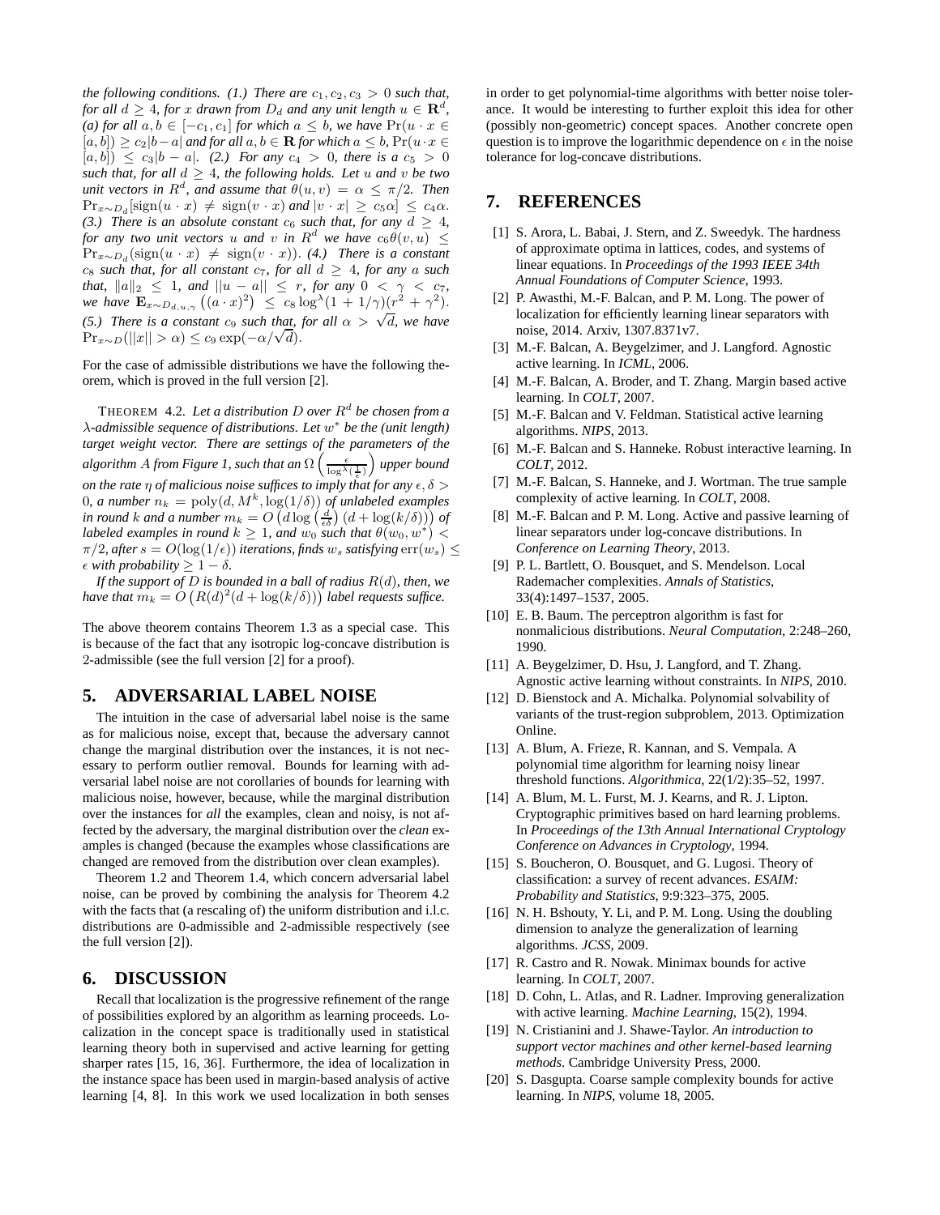*the following conditions. (1.) There are $c_1, c_2, c_3 > 0$ such that, for all $d \geq 4$, for $x$ drawn from $D_d$ and any unit length $u \in \mathbf{R}^d$, (a) for all $a, b \in [-c_1, c_1]$ for which $a \leq b$, we have $\Pr(u \cdot x \in [a, b]) \geq c_2|b - a|$ and for all $a, b \in \mathbf{R}$ for which $a \leq b$, $\Pr(u \cdot x \in [a, b]) \leq c_3|b - a|$. (2.) For any $c_4 > 0$, there is a $c_5 > 0$ such that, for all $d \geq 4$, the following holds. Let $u$ and $v$ be two unit vectors in $R^d$, and assume that $\theta(u, v) = \alpha \leq \pi/2$. Then $\Pr_{x \sim D_d}[\text{sign}(u \cdot x) \neq \text{sign}(v \cdot x)$ and $|v \cdot x| \geq c_5 \alpha] \leq c_4 \alpha$. (3.) There is an absolute constant $c_6$ such that, for any $d \geq 4$, for any two unit vectors $u$ and $v$ in $R^d$ we have $c_6 \theta(v, u) \leq \Pr_{x \sim D_d}(\text{sign}(u \cdot x) \neq \text{sign}(v \cdot x))$. (4.) There is a constant $c_8$ such that, for all constant $c_7$, for all $d \geq 4$, for any $a$ such that, $\|a\|_2 \leq 1$, and $||u - a|| \leq r$, for any $0 < \gamma < c_7$, we have $\mathbf{E}_{x \sim D_{d,u,\gamma}}\left((a \cdot x)^2\right) \leq c_8 \log^\lambda(1 + 1/\gamma)(r^2 + \gamma^2)$. (5.) There is a constant $c_9$ such that, for all $\alpha > \sqrt{d}$, we have $\Pr_{x \sim D}(||x|| > \alpha) \leq c_9 \exp(-\alpha/\sqrt{d})$.*

For the case of admissible distributions we have the following theorem, which is proved in the full version [2].

THEOREM 4.2. *Let a distribution $D$ over $R^d$ be chosen from a $\lambda$-admissible sequence of distributions. Let $w^*$ be the (unit length) target weight vector. There are settings of the parameters of the algorithm $A$ from Figure 1, such that an $\Omega\left(\frac{\epsilon}{\log^\lambda(\frac{1}{\epsilon})}\right)$ upper bound on the rate $\eta$ of malicious noise suffices to imply that for any $\epsilon, \delta > 0$, a number $n_k = \text{poly}(d, M^k, \log(1/\delta))$ of unlabeled examples in round $k$ and a number $m_k = O\left(d \log\left(\frac{d}{\epsilon\delta}\right)(d + \log(k/\delta))\right)$ of labeled examples in round $k \geq 1$, and $w_0$ such that $\theta(w_0, w^*) < \pi/2$, after $s = O(\log(1/\epsilon))$ iterations, finds $w_s$ satisfying $\text{err}(w_s) \leq \epsilon$ with probability $\geq 1 - \delta$.*

*If the support of $D$ is bounded in a ball of radius $R(d)$, then, we have that $m_k = O\left(R(d)^2(d + \log(k/\delta))\right)$ label requests suffice.*

The above theorem contains Theorem 1.3 as a special case. This is because of the fact that any isotropic log-concave distribution is 2-admissible (see the full version [2] for a proof).

## 5. ADVERSARIAL LABEL NOISE

The intuition in the case of adversarial label noise is the same as for malicious noise, except that, because the adversary cannot change the marginal distribution over the instances, it is not necessary to perform outlier removal. Bounds for learning with adversarial label noise are not corollaries of bounds for learning with malicious noise, however, because, while the marginal distribution over the instances for *all* the examples, clean and noisy, is not affected by the adversary, the marginal distribution over the *clean* examples is changed (because the examples whose classifications are changed are removed from the distribution over clean examples).

Theorem 1.2 and Theorem 1.4, which concern adversarial label noise, can be proved by combining the analysis for Theorem 4.2 with the facts that (a rescaling of) the uniform distribution and i.l.c. distributions are 0-admissible and 2-admissible respectively (see the full version [2]).

## 6. DISCUSSION

Recall that localization is the progressive refinement of the range of possibilities explored by an algorithm as learning proceeds. Localization in the concept space is traditionally used in statistical learning theory both in supervised and active learning for getting sharper rates [15, 16, 36]. Furthermore, the idea of localization in the instance space has been used in margin-based analysis of active learning [4, 8]. In this work we used localization in both senses in order to get polynomial-time algorithms with better noise tolerance. It would be interesting to further exploit this idea for other (possibly non-geometric) concept spaces. Another concrete open question is to improve the logarithmic dependence on $\epsilon$ in the noise tolerance for log-concave distributions.

## 7. REFERENCES

[1] S. Arora, L. Babai, J. Stern, and Z. Sweedyk. The hardness of approximate optima in lattices, codes, and systems of linear equations. In *Proceedings of the 1993 IEEE 34th Annual Foundations of Computer Science*, 1993.

[2] P. Awasthi, M.-F. Balcan, and P. M. Long. The power of localization for efficiently learning linear separators with noise, 2014. Arxiv, 1307.8371v7.

[3] M.-F. Balcan, A. Beygelzimer, and J. Langford. Agnostic active learning. In *ICML*, 2006.

[4] M.-F. Balcan, A. Broder, and T. Zhang. Margin based active learning. In *COLT*, 2007.

[5] M.-F. Balcan and V. Feldman. Statistical active learning algorithms. *NIPS*, 2013.

[6] M.-F. Balcan and S. Hanneke. Robust interactive learning. In *COLT*, 2012.

[7] M.-F. Balcan, S. Hanneke, and J. Wortman. The true sample complexity of active learning. In *COLT*, 2008.

[8] M.-F. Balcan and P. M. Long. Active and passive learning of linear separators under log-concave distributions. In *Conference on Learning Theory*, 2013.

[9] P. L. Bartlett, O. Bousquet, and S. Mendelson. Local Rademacher complexities. *Annals of Statistics*, 33(4):1497–1537, 2005.

[10] E. B. Baum. The perceptron algorithm is fast for nonmalicious distributions. *Neural Computation*, 2:248–260, 1990.

[11] A. Beygelzimer, D. Hsu, J. Langford, and T. Zhang. Agnostic active learning without constraints. In *NIPS*, 2010.

[12] D. Bienstock and A. Michalka. Polynomial solvability of variants of the trust-region subproblem, 2013. Optimization Online.

[13] A. Blum, A. Frieze, R. Kannan, and S. Vempala. A polynomial time algorithm for learning noisy linear threshold functions. *Algorithmica*, 22(1/2):35–52, 1997.

[14] A. Blum, M. L. Furst, M. J. Kearns, and R. J. Lipton. Cryptographic primitives based on hard learning problems. In *Proceedings of the 13th Annual International Cryptology Conference on Advances in Cryptology*, 1994.

[15] S. Boucheron, O. Bousquet, and G. Lugosi. Theory of classification: a survey of recent advances. *ESAIM: Probability and Statistics*, 9:9:323–375, 2005.

[16] N. H. Bshouty, Y. Li, and P. M. Long. Using the doubling dimension to analyze the generalization of learning algorithms. *JCSS*, 2009.

[17] R. Castro and R. Nowak. Minimax bounds for active learning. In *COLT*, 2007.

[18] D. Cohn, L. Atlas, and R. Ladner. Improving generalization with active learning. *Machine Learning*, 15(2), 1994.

[19] N. Cristianini and J. Shawe-Taylor. *An introduction to support vector machines and other kernel-based learning methods*. Cambridge University Press, 2000.

[20] S. Dasgupta. Coarse sample complexity bounds for active learning. In *NIPS*, volume 18, 2005.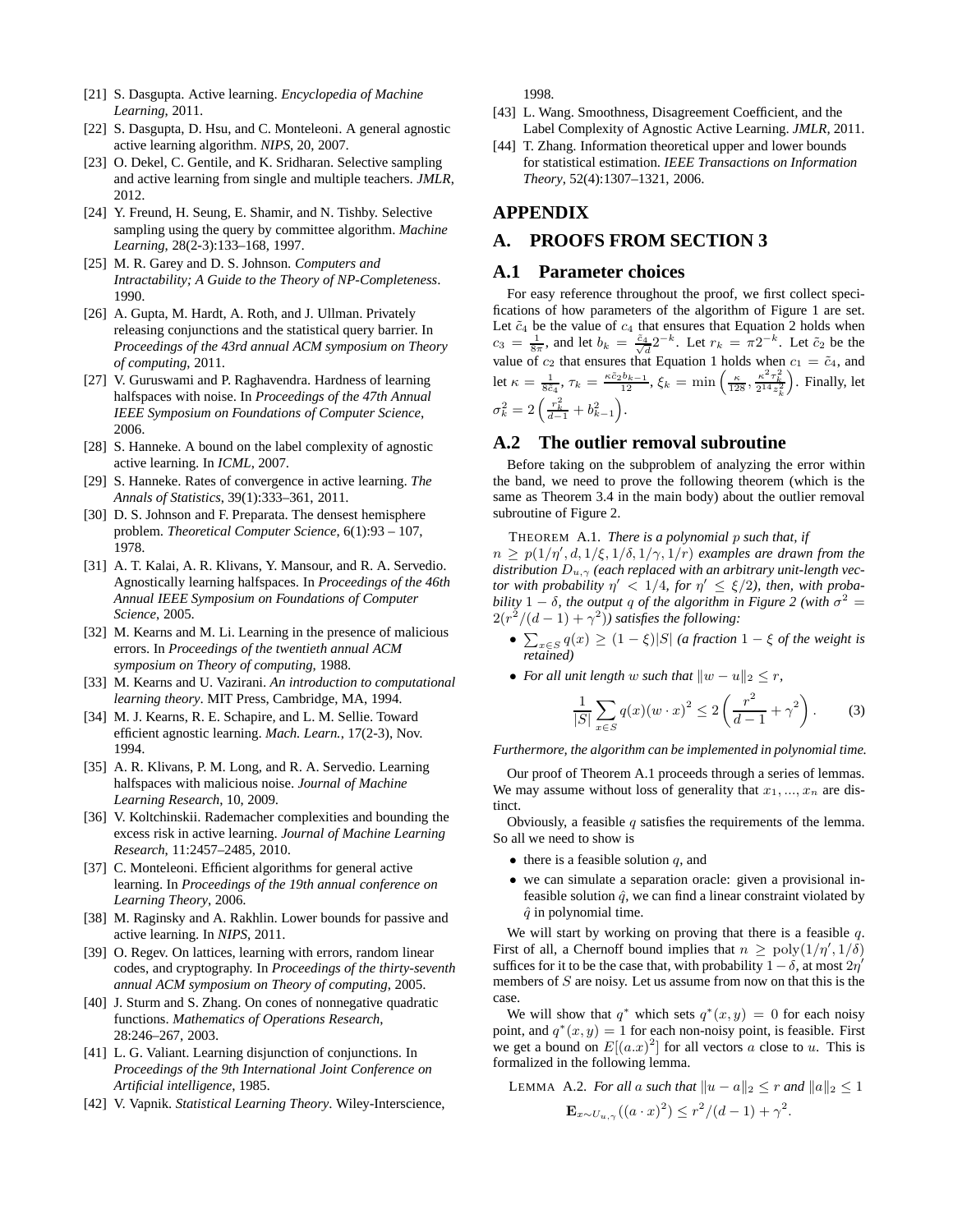[21] S. Dasgupta. Active learning. *Encyclopedia of Machine Learning*, 2011.

[22] S. Dasgupta, D. Hsu, and C. Monteleoni. A general agnostic active learning algorithm. *NIPS*, 20, 2007.

[23] O. Dekel, C. Gentile, and K. Sridharan. Selective sampling and active learning from single and multiple teachers. *JMLR*, 2012.

[24] Y. Freund, H. Seung, E. Shamir, and N. Tishby. Selective sampling using the query by committee algorithm. *Machine Learning*, 28(2-3):133–168, 1997.

[25] M. R. Garey and D. S. Johnson. *Computers and Intractability; A Guide to the Theory of NP-Completeness*. 1990.

[26] A. Gupta, M. Hardt, A. Roth, and J. Ullman. Privately releasing conjunctions and the statistical query barrier. In *Proceedings of the 43rd annual ACM symposium on Theory of computing*, 2011.

[27] V. Guruswami and P. Raghavendra. Hardness of learning halfspaces with noise. In *Proceedings of the 47th Annual IEEE Symposium on Foundations of Computer Science*, 2006.

[28] S. Hanneke. A bound on the label complexity of agnostic active learning. In *ICML*, 2007.

[29] S. Hanneke. Rates of convergence in active learning. *The Annals of Statistics*, 39(1):333–361, 2011.

[30] D. S. Johnson and F. Preparata. The densest hemisphere problem. *Theoretical Computer Science*, 6(1):93 – 107, 1978.

[31] A. T. Kalai, A. R. Klivans, Y. Mansour, and R. A. Servedio. Agnostically learning halfspaces. In *Proceedings of the 46th Annual IEEE Symposium on Foundations of Computer Science*, 2005.

[32] M. Kearns and M. Li. Learning in the presence of malicious errors. In *Proceedings of the twentieth annual ACM symposium on Theory of computing*, 1988.

[33] M. Kearns and U. Vazirani. *An introduction to computational learning theory*. MIT Press, Cambridge, MA, 1994.

[34] M. J. Kearns, R. E. Schapire, and L. M. Sellie. Toward efficient agnostic learning. *Mach. Learn.*, 17(2-3), Nov. 1994.

[35] A. R. Klivans, P. M. Long, and R. A. Servedio. Learning halfspaces with malicious noise. *Journal of Machine Learning Research*, 10, 2009.

[36] V. Koltchinskii. Rademacher complexities and bounding the excess risk in active learning. *Journal of Machine Learning Research*, 11:2457–2485, 2010.

[37] C. Monteleoni. Efficient algorithms for general active learning. In *Proceedings of the 19th annual conference on Learning Theory*, 2006.

[38] M. Raginsky and A. Rakhlin. Lower bounds for passive and active learning. In *NIPS*, 2011.

[39] O. Regev. On lattices, learning with errors, random linear codes, and cryptography. In *Proceedings of the thirty-seventh annual ACM symposium on Theory of computing*, 2005.

[40] J. Sturm and S. Zhang. On cones of nonnegative quadratic functions. *Mathematics of Operations Research*, 28:246–267, 2003.

[41] L. G. Valiant. Learning disjunction of conjunctions. In *Proceedings of the 9th International Joint Conference on Artificial intelligence*, 1985.

[42] V. Vapnik. *Statistical Learning Theory*. Wiley-Interscience, 1998.

[43] L. Wang. Smoothness, Disagreement Coefficient, and the Label Complexity of Agnostic Active Learning. *JMLR*, 2011.

[44] T. Zhang. Information theoretical upper and lower bounds for statistical estimation. *IEEE Transactions on Information Theory*, 52(4):1307–1321, 2006.

# APPENDIX

# A. PROOFS FROM SECTION 3

## A.1 Parameter choices

For easy reference throughout the proof, we first collect specifications of how parameters of the algorithm of Figure 1 are set. Let $\tilde{c}_4$ be the value of $c_4$ that ensures that Equation 2 holds when $c_3 = \frac{1}{8\pi}$, and let $b_k = \frac{\tilde{c}_4}{\sqrt{d}} 2^{-k}$. Let $r_k = \pi 2^{-k}$. Let $\tilde{c}_2$ be the value of $c_2$ that ensures that Equation 1 holds when $c_1 = \tilde{c}_4$, and let $\kappa = \frac{1}{8\tilde{c}_4}$, $\tau_k = \frac{\kappa \tilde{c}_2 b_{k-1}}{12}$, $\xi_k = \min\left(\frac{\kappa}{128}, \frac{\kappa^2 \tau_k^2}{2^{14} z_k^2}\right)$. Finally, let $\sigma_k^2 = 2\left(\frac{r_k^2}{d-1} + b_{k-1}^2\right)$.

## A.2 The outlier removal subroutine

Before taking on the subproblem of analyzing the error within the band, we need to prove the following theorem (which is the same as Theorem 3.4 in the main body) about the outlier removal subroutine of Figure 2.

THEOREM A.1. *There is a polynomial $p$ such that, if $n \geq p(1/\eta', d, 1/\xi, 1/\delta, 1/\gamma, 1/r)$ examples are drawn from the distribution $D_{u,\gamma}$ (each replaced with an arbitrary unit-length vector with probability $\eta' < 1/4$, for $\eta' \leq \xi/2$), then, with probability $1 - \delta$, the output $q$ of the algorithm in Figure 2 (with $\sigma^2 = 2(r^2/(d-1) + \gamma^2)$) satisfies the following:*

- $\sum_{x \in S} q(x) \geq (1 - \xi)|S|$ *(a fraction $1 - \xi$ of the weight is retained)*
- *For all unit length $w$ such that $\|w - u\|_2 \leq r$,*

$$\frac{1}{|S|} \sum_{x \in S} q(x)(w \cdot x)^2 \leq 2\left(\frac{r^2}{d-1} + \gamma^2\right). \tag{3}$$

*Furthermore, the algorithm can be implemented in polynomial time.*

Our proof of Theorem A.1 proceeds through a series of lemmas. We may assume without loss of generality that $x_1, ..., x_n$ are distinct.

Obviously, a feasible $q$ satisfies the requirements of the lemma. So all we need to show is

- there is a feasible solution $q$, and
- we can simulate a separation oracle: given a provisional infeasible solution $\hat{q}$, we can find a linear constraint violated by $\hat{q}$ in polynomial time.

We will start by working on proving that there is a feasible $q$. First of all, a Chernoff bound implies that $n \geq \text{poly}(1/\eta', 1/\delta)$ suffices for it to be the case that, with probability $1 - \delta$, at most $2\eta'$ members of $S$ are noisy. Let us assume from now on that this is the case.

We will show that $q^*$ which sets $q^*(x, y) = 0$ for each noisy point, and $q^*(x, y) = 1$ for each non-noisy point, is feasible. First we get a bound on $E[(a.x)^2]$ for all vectors $a$ close to $u$. This is formalized in the following lemma.

LEMMA A.2. *For all $a$ such that $\|u - a\|_2 \leq r$ and $\|a\|_2 \leq 1$*

$$\mathbf{E}_{x \sim U_{u,\gamma}}((a \cdot x)^2) \leq r^2/(d-1) + \gamma^2.$$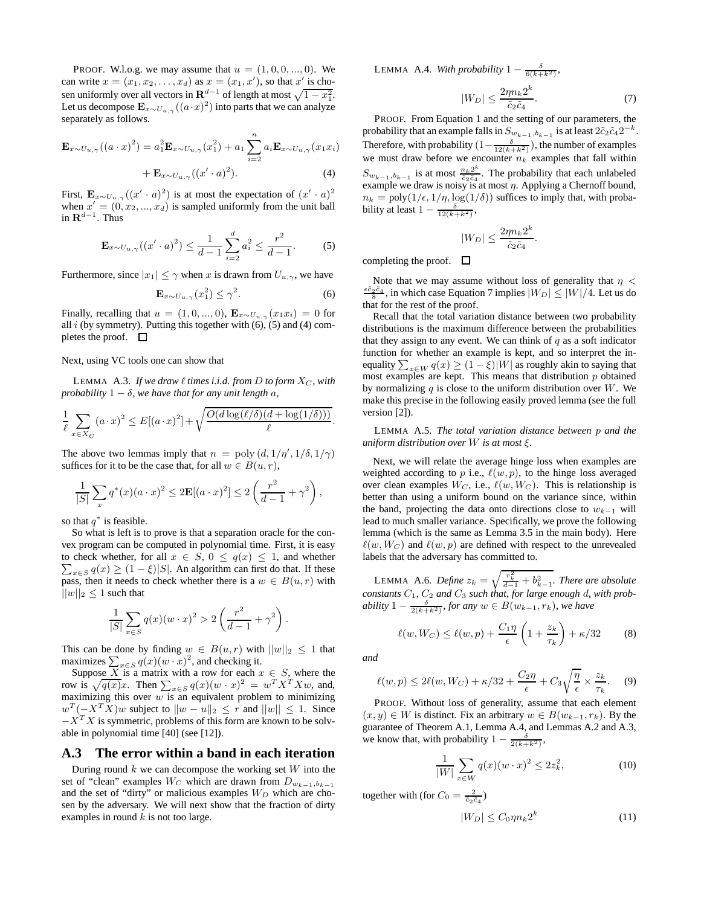PROOF. W.l.o.g. we may assume that $u = (1, 0, 0, ..., 0)$. We can write $x = (x_1, x_2, \ldots, x_d)$ as $x = (x_1, x')$, so that $x'$ is chosen uniformly over all vectors in $\mathbf{R}^{d-1}$ of length at most $\sqrt{1 - x_1^2}$. Let us decompose $\mathbf{E}_{x \sim U_{u,\gamma}}((a \cdot x)^2)$ into parts that we can analyze separately as follows.

$$\mathbf{E}_{x \sim U_{u,\gamma}}((a \cdot x)^2) = a_1^2 \mathbf{E}_{x \sim U_{u,\gamma}}(x_1^2) + a_1 \sum_{i=2}^{n} a_i \mathbf{E}_{x \sim U_{u,\gamma}}(x_1 x_i) + \mathbf{E}_{x \sim U_{u,\gamma}}((x' \cdot a)^2). \tag{4}$$

First, $\mathbf{E}_{x \sim U_{u,\gamma}}((x' \cdot a)^2)$ is at most the expectation of $(x' \cdot a)^2$ when $x' = (0, x_2, ..., x_d)$ is sampled uniformly from the unit ball in $\mathbf{R}^{d-1}$. Thus

$$\mathbf{E}_{x \sim U_{u,\gamma}}((x' \cdot a)^2) \leq \frac{1}{d-1} \sum_{i=2}^{d} a_i^2 \leq \frac{r^2}{d-1}. \tag{5}$$

Furthermore, since $|x_1| \leq \gamma$ when $x$ is drawn from $U_{u,\gamma}$, we have

$$\mathbf{E}_{x \sim U_{u,\gamma}}(x_1^2) \leq \gamma^2. \tag{6}$$

Finally, recalling that $u = (1, 0, ..., 0)$, $\mathbf{E}_{x \sim U_{u,\gamma}}(x_1 x_i) = 0$ for all $i$ (by symmetry). Putting this together with (6), (5) and (4) completes the proof. $\square$

Next, using VC tools one can show that

LEMMA A.3. *If we draw $\ell$ times i.i.d. from $D$ to form $X_C$, with probability $1 - \delta$, we have that for any unit length $a$,*

$$\frac{1}{\ell} \sum_{x \in X_C} (a \cdot x)^2 \leq E[(a \cdot x)^2] + \sqrt{\frac{O(d \log(\ell/\delta)(d + \log(1/\delta)))}{\ell}}.$$

The above two lemmas imply that $n = \text{poly}(d, 1/\eta', 1/\delta, 1/\gamma)$ suffices for it to be the case that, for all $w \in B(u, r)$,

$$\frac{1}{|S|} \sum_x q^*(x)(a \cdot x)^2 \leq 2\mathbf{E}[(a \cdot x)^2] \leq 2\left(\frac{r^2}{d-1} + \gamma^2\right),$$

so that $q^*$ is feasible.

So what is left is to prove is that a separation oracle for the convex program can be computed in polynomial time. First, it is easy to check whether, for all $x \in S$, $0 \leq q(x) \leq 1$, and whether $\sum_{x \in S} q(x) \geq (1 - \xi)|S|$. An algorithm can first do that. If these pass, then it needs to check whether there is a $w \in B(u, r)$ with $||w||_2 \leq 1$ such that

$$\frac{1}{|S|} \sum_{x \in S} q(x)(w \cdot x)^2 > 2\left(\frac{r^2}{d-1} + \gamma^2\right).$$

This can be done by finding $w \in B(u, r)$ with $||w||_2 \leq 1$ that maximizes $\sum_{x \in S} q(x)(w \cdot x)^2$, and checking it.

Suppose $X$ is a matrix with a row for each $x \in S$, where the row is $\sqrt{q(x)}x$. Then $\sum_{x \in S} q(x)(w \cdot x)^2 = w^T X^T X w$, and, maximizing this over $w$ is an equivalent problem to minimizing $w^T(-X^T X)w$ subject to $\|w - u\|_2 \leq r$ and $||w|| \leq 1$. Since $-X^T X$ is symmetric, problems of this form are known to be solvable in polynomial time [40] (see [12]).

## A.3 The error within a band in each iteration

During round $k$ we can decompose the working set $W$ into the set of "clean" examples $W_C$ which are drawn from $D_{w_{k-1}, b_{k-1}}$ and the set of "dirty" or malicious examples $W_D$ which are chosen by the adversary. We will next show that the fraction of dirty examples in round $k$ is not too large.

LEMMA A.4. *With probability $1 - \frac{\delta}{6(k+k^2)}$,*

$$|W_D| \leq \frac{2\eta n_k 2^k}{\tilde{c}_2 \tilde{c}_4}. \tag{7}$$

PROOF. From Equation 1 and the setting of our parameters, the probability that an example falls in $S_{w_{k-1}, b_{k-1}}$ is at least $2\tilde{c}_2 \tilde{c}_4 2^{-k}$. Therefore, with probability $(1 - \frac{\delta}{12(k+k^2)})$, the number of examples we must draw before we encounter $n_k$ examples that fall within $S_{w_{k-1}, b_{k-1}}$ is at most $\frac{n_k 2^k}{\tilde{c}_2 \tilde{c}_4}$. The probability that each unlabeled example we draw is noisy is at most $\eta$. Applying a Chernoff bound, $n_k = \text{poly}(1/\epsilon, 1/\eta, \log(1/\delta))$ suffices to imply that, with probability at least $1 - \frac{\delta}{12(k+k^2)}$,

$$|W_D| \leq \frac{2\eta n_k 2^k}{\tilde{c}_2 \tilde{c}_4}.$$

completing the proof. $\square$

Note that we may assume without loss of generality that $\eta < \frac{\epsilon \tilde{c}_2 \tilde{c}_4}{8}$, in which case Equation 7 implies $|W_D| \leq |W|/4$. Let us do that for the rest of the proof.

Recall that the total variation distance between two probability distributions is the maximum difference between the probabilities that they assign to any event. We can think of $q$ as a soft indicator function for whether an example is kept, and so interpret the inequality $\sum_{x \in W} q(x) \geq (1 - \xi)|W|$ as roughly akin to saying that most examples are kept. This means that distribution $p$ obtained by normalizing $q$ is close to the uniform distribution over $W$. We make this precise in the following easily proved lemma (see the full version [2]).

LEMMA A.5. *The total variation distance between $p$ and the uniform distribution over $W$ is at most $\xi$.*

Next, we will relate the average hinge loss when examples are weighted according to $p$ i.e., $\ell(w, p)$, to the hinge loss averaged over clean examples $W_C$, i.e., $\ell(w, W_C)$. This is relationship is better than using a uniform bound on the variance since, within the band, projecting the data onto directions close to $w_{k-1}$ will lead to much smaller variance. Specifically, we prove the following lemma (which is the same as Lemma 3.5 in the main body). Here $\ell(w, W_C)$ and $\ell(w, p)$ are defined with respect to the unrevealed labels that the adversary has committed to.

LEMMA A.6. *Define $z_k = \sqrt{\frac{r_k^2}{d-1} + b_{k-1}^2}$. There are absolute constants $C_1$, $C_2$ and $C_3$ such that, for large enough $d$, with probability $1 - \frac{\delta}{2(k+k^2)}$, for any $w \in B(w_{k-1}, r_k)$, we have*

$$\ell(w, W_C) \leq \ell(w, p) + \frac{C_1 \eta}{\epsilon}\left(1 + \frac{z_k}{\tau_k}\right) + \kappa/32 \tag{8}$$

*and*

$$\ell(w, p) \leq 2\ell(w, W_C) + \kappa/32 + \frac{C_2 \eta}{\epsilon} + C_3 \sqrt{\frac{\eta}{\epsilon}} \times \frac{z_k}{\tau_k}. \tag{9}$$

PROOF. Without loss of generality, assume that each element $(x, y) \in W$ is distinct. Fix an arbitrary $w \in B(w_{k-1}, r_k)$. By the guarantee of Theorem A.1, Lemma A.4, and Lemmas A.2 and A.3, we know that, with probability $1 - \frac{\delta}{2(k+k^2)}$,

$$\frac{1}{|W|} \sum_{x \in W} q(x)(w \cdot x)^2 \leq 2z_k^2, \tag{10}$$

together with (for $C_0 = \frac{2}{\tilde{c}_2 \tilde{c}_4}$)

$$|W_D| \leq C_0 \eta n_k 2^k \tag{11}$$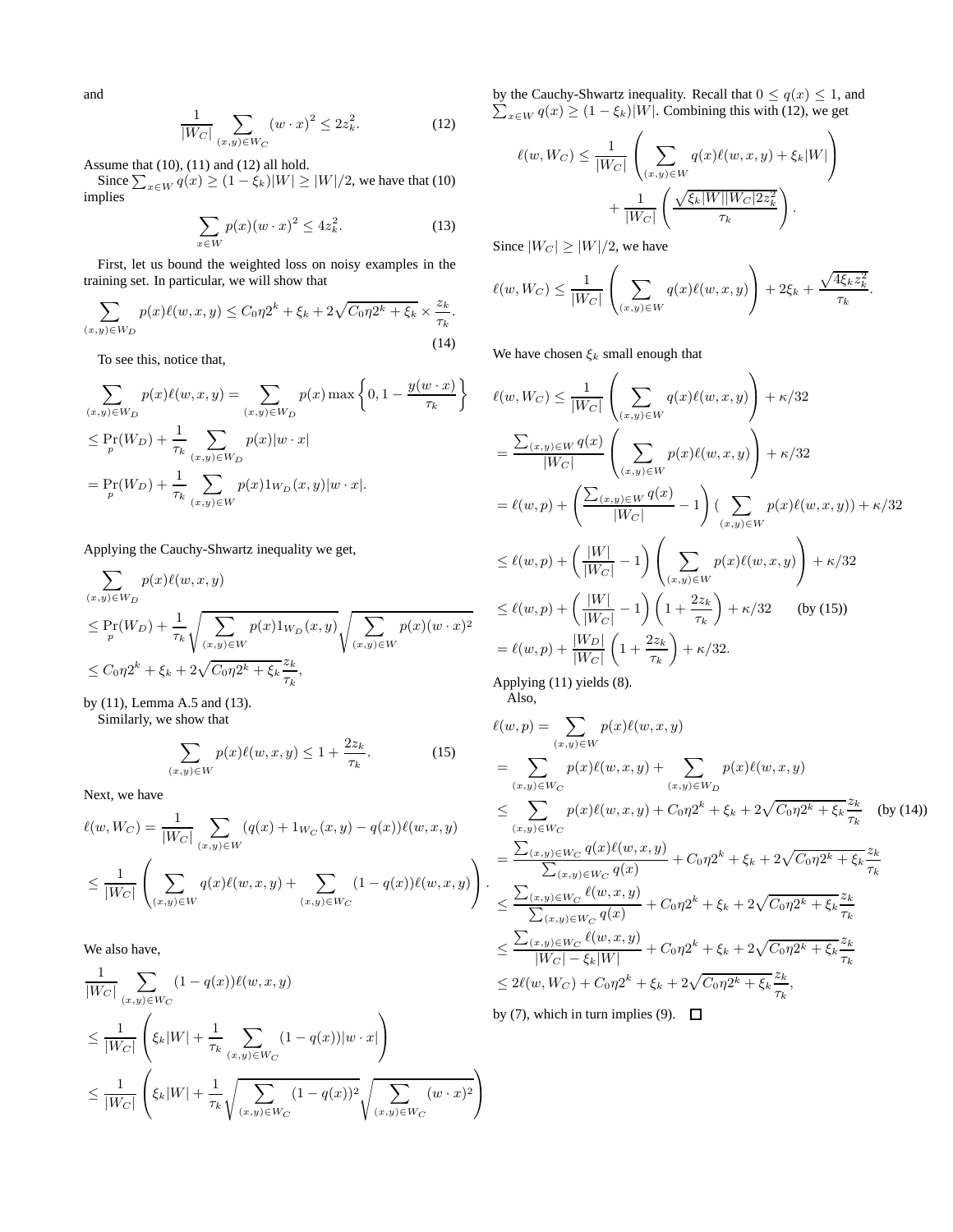and

$$\frac{1}{|W_C|}\sum_{(x,y)\in W_C}(w\cdot x)^2 \le 2z_k^2. \tag{12}$$

Assume that (10), (11) and (12) all hold.

Since $\sum_{x\in W} q(x) \ge (1-\xi_k)|W| \ge |W|/2$, we have that (10) implies

$$\sum_{x\in W} p(x)(w\cdot x)^2 \le 4z_k^2. \tag{13}$$

First, let us bound the weighted loss on noisy examples in the training set. In particular, we will show that

$$\sum_{(x,y)\in W_D} p(x)\ell(w,x,y) \le C_0\eta 2^k + \xi_k + 2\sqrt{C_0\eta 2^k+\xi_k}\times\frac{z_k}{\tau_k}. \tag{14}$$

To see this, notice that,

$$\begin{aligned}
&\sum_{(x,y)\in W_D} p(x)\ell(w,x,y) = \sum_{(x,y)\in W_D} p(x)\max\left\{0, 1-\frac{y(w\cdot x)}{\tau_k}\right\}\\
&\le \Pr_p(W_D) + \frac{1}{\tau_k}\sum_{(x,y)\in W_D} p(x)|w\cdot x|\\
&= \Pr_p(W_D) + \frac{1}{\tau_k}\sum_{(x,y)\in W} p(x)1_{W_D}(x,y)|w\cdot x|.
\end{aligned}$$

Applying the Cauchy-Shwartz inequality we get,

$$\begin{aligned}
&\sum_{(x,y)\in W_D} p(x)\ell(w,x,y)\\
&\le \Pr_p(W_D) + \frac{1}{\tau_k}\sqrt{\sum_{(x,y)\in W} p(x)1_{W_D}(x,y)}\sqrt{\sum_{(x,y)\in W} p(x)(w\cdot x)^2}\\
&\le C_0\eta 2^k + \xi_k + 2\sqrt{C_0\eta 2^k+\xi_k}\frac{z_k}{\tau_k},
\end{aligned}$$

by (11), Lemma A.5 and (13).

Similarly, we show that

$$\sum_{(x,y)\in W} p(x)\ell(w,x,y) \le 1 + \frac{2z_k}{\tau_k}. \tag{15}$$

Next, we have

$$\begin{aligned}
\ell(w,W_C) &= \frac{1}{|W_C|}\sum_{(x,y)\in W}(q(x) + 1_{W_C}(x,y) - q(x))\ell(w,x,y)\\
&\le \frac{1}{|W_C|}\left(\sum_{(x,y)\in W} q(x)\ell(w,x,y) + \sum_{(x,y)\in W_C}(1-q(x))\ell(w,x,y)\right).
\end{aligned}$$

We also have,

$$\begin{aligned}
&\frac{1}{|W_C|}\sum_{(x,y)\in W_C}(1-q(x))\ell(w,x,y)\\
&\le \frac{1}{|W_C|}\left(\xi_k|W| + \frac{1}{\tau_k}\sum_{(x,y)\in W_C}(1-q(x))|w\cdot x|\right)\\
&\le \frac{1}{|W_C|}\left(\xi_k|W| + \frac{1}{\tau_k}\sqrt{\sum_{(x,y)\in W_C}(1-q(x))^2}\sqrt{\sum_{(x,y)\in W_C}(w\cdot x)^2}\right)
\end{aligned}$$

by the Cauchy-Shwartz inequality. Recall that $0 \le q(x) \le 1$, and $\sum_{x\in W} q(x) \ge (1-\xi_k)|W|$. Combining this with (12), we get

$$\begin{aligned}
\ell(w,W_C) \le &\frac{1}{|W_C|}\left(\sum_{(x,y)\in W} q(x)\ell(w,x,y) + \xi_k|W|\right)\\
&+ \frac{1}{|W_C|}\left(\frac{\sqrt{\xi_k|W||W_C|2z_k^2}}{\tau_k}\right).
\end{aligned}$$

Since $|W_C| \ge |W|/2$, we have

$$\ell(w,W_C) \le \frac{1}{|W_C|}\left(\sum_{(x,y)\in W} q(x)\ell(w,x,y)\right) + 2\xi_k + \frac{\sqrt{4\xi_k z_k^2}}{\tau_k}.$$

We have chosen $\xi_k$ small enough that

$$\begin{aligned}
\ell(w,W_C) &\le \frac{1}{|W_C|}\left(\sum_{(x,y)\in W} q(x)\ell(w,x,y)\right) + \kappa/32\\
&= \frac{\sum_{(x,y)\in W} q(x)}{|W_C|}\left(\sum_{(x,y)\in W} p(x)\ell(w,x,y)\right) + \kappa/32\\
&= \ell(w,p) + \left(\frac{\sum_{(x,y)\in W} q(x)}{|W_C|} - 1\right)\left(\sum_{(x,y)\in W} p(x)\ell(w,x,y)\right) + \kappa/32\\
&\le \ell(w,p) + \left(\frac{|W|}{|W_C|} - 1\right)\left(\sum_{(x,y)\in W} p(x)\ell(w,x,y)\right) + \kappa/32\\
&\le \ell(w,p) + \left(\frac{|W|}{|W_C|} - 1\right)\left(1 + \frac{2z_k}{\tau_k}\right) + \kappa/32 \qquad \text{(by (15))}\\
&= \ell(w,p) + \frac{|W_D|}{|W_C|}\left(1 + \frac{2z_k}{\tau_k}\right) + \kappa/32.
\end{aligned}$$

Applying (11) yields (8).

Also,

$$\begin{aligned}
\ell(w,p) &= \sum_{(x,y)\in W} p(x)\ell(w,x,y)\\
&= \sum_{(x,y)\in W_C} p(x)\ell(w,x,y) + \sum_{(x,y)\in W_D} p(x)\ell(w,x,y)\\
&\le \sum_{(x,y)\in W_C} p(x)\ell(w,x,y) + C_0\eta 2^k + \xi_k + 2\sqrt{C_0\eta 2^k+\xi_k}\frac{z_k}{\tau_k} \quad \text{(by (14))}\\
&= \frac{\sum_{(x,y)\in W_C} q(x)\ell(w,x,y)}{\sum_{(x,y)\in W_C} q(x)} + C_0\eta 2^k + \xi_k + 2\sqrt{C_0\eta 2^k+\xi_k}\frac{z_k}{\tau_k}\\
&\le \frac{\sum_{(x,y)\in W_C} \ell(w,x,y)}{\sum_{(x,y)\in W_C} q(x)} + C_0\eta 2^k + \xi_k + 2\sqrt{C_0\eta 2^k+\xi_k}\frac{z_k}{\tau_k}\\
&\le \frac{\sum_{(x,y)\in W_C} \ell(w,x,y)}{|W_C| - \xi_k|W|} + C_0\eta 2^k + \xi_k + 2\sqrt{C_0\eta 2^k+\xi_k}\frac{z_k}{\tau_k}\\
&\le 2\ell(w,W_C) + C_0\eta 2^k + \xi_k + 2\sqrt{C_0\eta 2^k+\xi_k}\frac{z_k}{\tau_k},
\end{aligned}$$

by (7), which in turn implies (9). $\square$